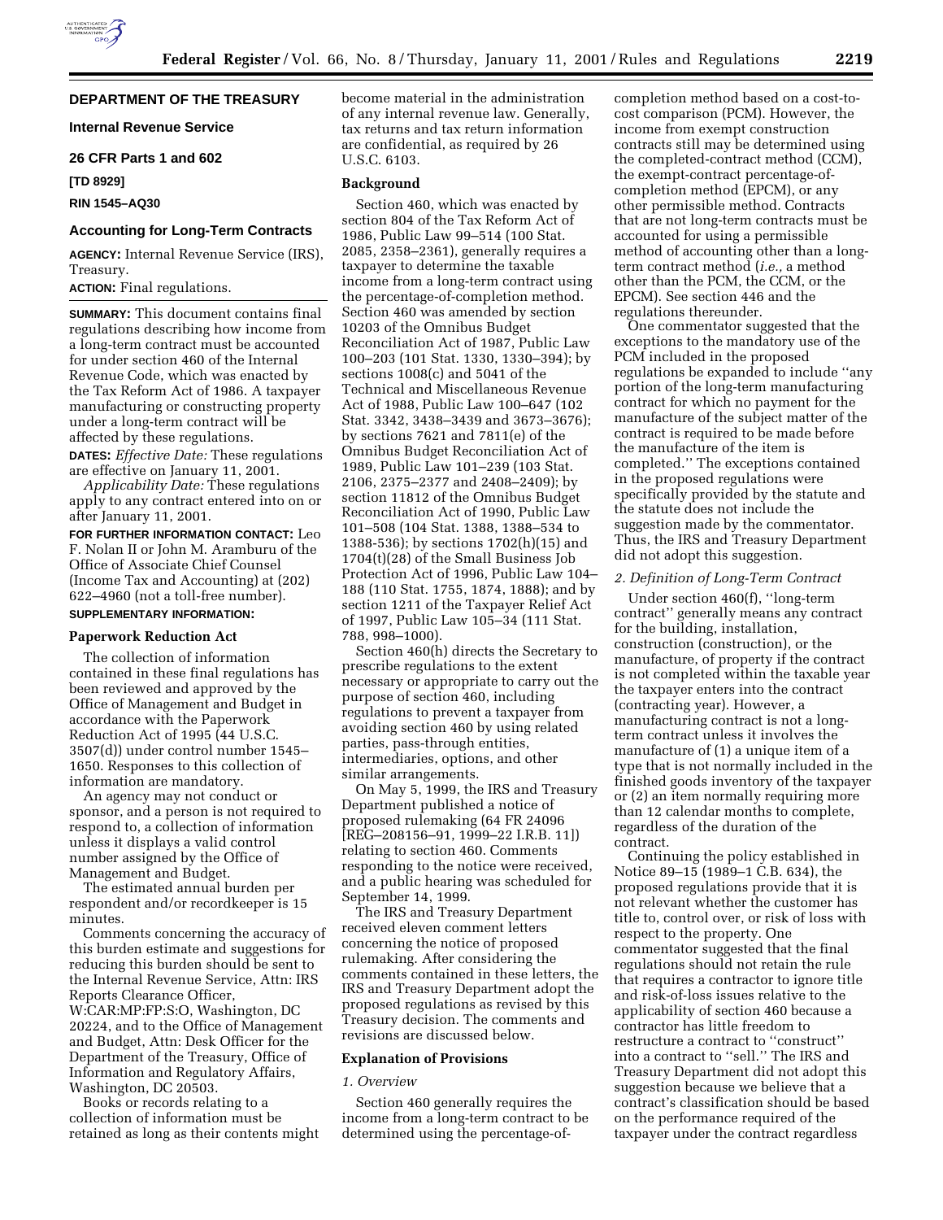## DEPARTMENT OF THE TREASURY

### Internal Revenue Service

### 26 CFR Parts 1 and 602

**[TD 8929]**

**RIN 1545–AQ30**

### Accounting for Long-Term Contracts

**AGENCY:** Internal Revenue Service (IRS), Treasury.

**ACTION:** Final regulations.

**SUMMARY:** This document contains final regulations describing how income from a long-term contract must be accounted for under section 460 of the Internal Revenue Code, which was enacted by the Tax Reform Act of 1986. A taxpayer manufacturing or constructing property under a long-term contract will be affected by these regulations.

**DATES:** *Effective Date:* These regulations are effective on January 11, 2001.

*Applicability Date:* These regulations apply to any contract entered into on or after January 11, 2001.

**FOR FURTHER INFORMATION CONTACT:** Leo F. Nolan II or John M. Aramburu of the Office of Associate Chief Counsel (Income Tax and Accounting) at (202) 622–4960 (not a toll-free number).

**SUPPLEMENTARY INFORMATION:**

### Paperwork Reduction Act

The collection of information contained in these final regulations has been reviewed and approved by the Office of Management and Budget in accordance with the Paperwork Reduction Act of 1995 (44 U.S.C. 3507(d)) under control number 1545–1650. Responses to this collection of information are mandatory.

An agency may not conduct or sponsor, and a person is not required to respond to, a collection of information unless it displays a valid control number assigned by the Office of Management and Budget.

The estimated annual burden per respondent and/or recordkeeper is 15 minutes.

Comments concerning the accuracy of this burden estimate and suggestions for reducing this burden should be sent to the Internal Revenue Service, Attn: IRS Reports Clearance Officer, W:CAR:MP:FP:S:O, Washington, DC 20224, and to the Office of Management and Budget, Attn: Desk Officer for the Department of the Treasury, Office of Information and Regulatory Affairs, Washington, DC 20503.

Books or records relating to a collection of information must be retained as long as their contents might become material in the administration of any internal revenue law. Generally, tax returns and tax return information are confidential, as required by 26 U.S.C. 6103.

### Background

Section 460, which was enacted by section 804 of the Tax Reform Act of 1986, Public Law 99–514 (100 Stat. 2085, 2358–2361), generally requires a taxpayer to determine the taxable income from a long-term contract using the percentage-of-completion method. Section 460 was amended by section 10203 of the Omnibus Budget Reconciliation Act of 1987, Public Law 100–203 (101 Stat. 1330, 1330–394); by sections 1008(c) and 5041 of the Technical and Miscellaneous Revenue Act of 1988, Public Law 100–647 (102 Stat. 3342, 3438–3439 and 3673–3676); by sections 7621 and 7811(e) of the Omnibus Budget Reconciliation Act of 1989, Public Law 101–239 (103 Stat. 2106, 2375–2377 and 2408–2409); by section 11812 of the Omnibus Budget Reconciliation Act of 1990, Public Law 101–508 (104 Stat. 1388, 1388–534 to 1388-536); by sections 1702(h)(15) and 1704(t)(28) of the Small Business Job Protection Act of 1996, Public Law 104–188 (110 Stat. 1755, 1874, 1888); and by section 1211 of the Taxpayer Relief Act of 1997, Public Law 105–34 (111 Stat. 788, 998–1000).

Section 460(h) directs the Secretary to prescribe regulations to the extent necessary or appropriate to carry out the purpose of section 460, including regulations to prevent a taxpayer from avoiding section 460 by using related parties, pass-through entities, intermediaries, options, and other similar arrangements.

On May 5, 1999, the IRS and Treasury Department published a notice of proposed rulemaking (64 FR 24096 [REG–208156–91, 1999–22 I.R.B. 11]) relating to section 460. Comments responding to the notice were received, and a public hearing was scheduled for September 14, 1999.

The IRS and Treasury Department received eleven comment letters concerning the notice of proposed rulemaking. After considering the comments contained in these letters, the IRS and Treasury Department adopt the proposed regulations as revised by this Treasury decision. The comments and revisions are discussed below.

### Explanation of Provisions

*1. Overview*

Section 460 generally requires the income from a long-term contract to be determined using the percentage-of-completion method based on a cost-to-cost comparison (PCM). However, the income from exempt construction contracts still may be determined using the completed-contract method (CCM), the exempt-contract percentage-of-completion method (EPCM), or any other permissible method. Contracts that are not long-term contracts must be accounted for using a permissible method of accounting other than a long-term contract method (*i.e.,* a method other than the PCM, the CCM, or the EPCM). See section 446 and the regulations thereunder.

One commentator suggested that the exceptions to the mandatory use of the PCM included in the proposed regulations be expanded to include ''any portion of the long-term manufacturing contract for which no payment for the manufacture of the subject matter of the contract is required to be made before the manufacture of the item is completed.'' The exceptions contained in the proposed regulations were specifically provided by the statute and the statute does not include the suggestion made by the commentator. Thus, the IRS and Treasury Department did not adopt this suggestion.

*2. Definition of Long-Term Contract*

Under section 460(f), ''long-term contract'' generally means any contract for the building, installation, construction (construction), or the manufacture, of property if the contract is not completed within the taxable year the taxpayer enters into the contract (contracting year). However, a manufacturing contract is not a long-term contract unless it involves the manufacture of (1) a unique item of a type that is not normally included in the finished goods inventory of the taxpayer or (2) an item normally requiring more than 12 calendar months to complete, regardless of the duration of the contract.

Continuing the policy established in Notice 89–15 (1989–1 C.B. 634), the proposed regulations provide that it is not relevant whether the customer has title to, control over, or risk of loss with respect to the property. One commentator suggested that the final regulations should not retain the rule that requires a contractor to ignore title and risk-of-loss issues relative to the applicability of section 460 because a contractor has little freedom to restructure a contract to ''construct'' into a contract to ''sell.'' The IRS and Treasury Department did not adopt this suggestion because we believe that a contract's classification should be based on the performance required of the taxpayer under the contract regardless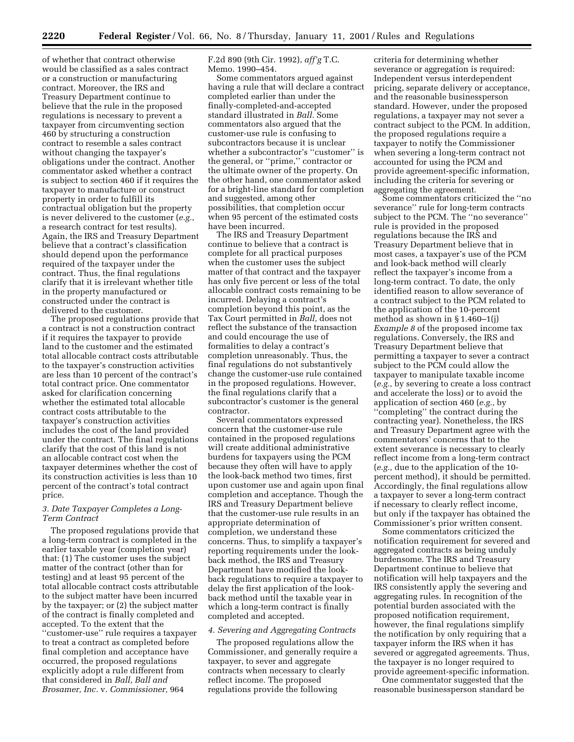of whether that contract otherwise would be classified as a sales contract or a construction or manufacturing contract. Moreover, the IRS and Treasury Department continue to believe that the rule in the proposed regulations is necessary to prevent a taxpayer from circumventing section 460 by structuring a construction contract to resemble a sales contract without changing the taxpayer's obligations under the contract. Another commentator asked whether a contract is subject to section 460 if it requires the taxpayer to manufacture or construct property in order to fulfill its contractual obligation but the property is never delivered to the customer (*e.g.*, a research contract for test results). Again, the IRS and Treasury Department believe that a contract's classification should depend upon the performance required of the taxpayer under the contract. Thus, the final regulations clarify that it is irrelevant whether title in the property manufactured or constructed under the contract is delivered to the customer.

The proposed regulations provide that a contract is not a construction contract if it requires the taxpayer to provide land to the customer and the estimated total allocable contract costs attributable to the taxpayer's construction activities are less than 10 percent of the contract's total contract price. One commentator asked for clarification concerning whether the estimated total allocable contract costs attributable to the taxpayer's construction activities includes the cost of the land provided under the contract. The final regulations clarify that the cost of this land is not an allocable contract cost when the taxpayer determines whether the cost of its construction activities is less than 10 percent of the contract's total contract price.

### *3. Date Taxpayer Completes a Long-Term Contract*

The proposed regulations provide that a long-term contract is completed in the earlier taxable year (completion year) that: (1) The customer uses the subject matter of the contract (other than for testing) and at least 95 percent of the total allocable contract costs attributable to the subject matter have been incurred by the taxpayer; or (2) the subject matter of the contract is finally completed and accepted. To the extent that the ''customer-use'' rule requires a taxpayer to treat a contract as completed before final completion and acceptance have occurred, the proposed regulations explicitly adopt a rule different from that considered in *Ball, Ball and Brosamer, Inc.* v. *Commissioner,* 964 F.2d 890 (9th Cir. 1992), *aff'g* T.C. Memo. 1990–454.

Some commentators argued against having a rule that will declare a contract completed earlier than under the finally-completed-and-accepted standard illustrated in *Ball.* Some commentators also argued that the customer-use rule is confusing to subcontractors because it is unclear whether a subcontractor's ''customer'' is the general, or ''prime,'' contractor or the ultimate owner of the property. On the other hand, one commentator asked for a bright-line standard for completion and suggested, among other possibilities, that completion occur when 95 percent of the estimated costs have been incurred.

The IRS and Treasury Department continue to believe that a contract is complete for all practical purposes when the customer uses the subject matter of that contract and the taxpayer has only five percent or less of the total allocable contract costs remaining to be incurred. Delaying a contract's completion beyond this point, as the Tax Court permitted in *Ball,* does not reflect the substance of the transaction and could encourage the use of formalities to delay a contract's completion unreasonably. Thus, the final regulations do not substantively change the customer-use rule contained in the proposed regulations. However, the final regulations clarify that a subcontractor's customer is the general contractor.

Several commentators expressed concern that the customer-use rule contained in the proposed regulations will create additional administrative burdens for taxpayers using the PCM because they often will have to apply the look-back method two times, first upon customer use and again upon final completion and acceptance. Though the IRS and Treasury Department believe that the customer-use rule results in an appropriate determination of completion, we understand these concerns. Thus, to simplify a taxpayer's reporting requirements under the look-back method, the IRS and Treasury Department have modified the look-back regulations to require a taxpayer to delay the first application of the look-back method until the taxable year in which a long-term contract is finally completed and accepted.

### *4. Severing and Aggregating Contracts*

The proposed regulations allow the Commissioner, and generally require a taxpayer, to sever and aggregate contracts when necessary to clearly reflect income. The proposed regulations provide the following criteria for determining whether severance or aggregation is required: Independent versus interdependent pricing, separate delivery or acceptance, and the reasonable businessperson standard. However, under the proposed regulations, a taxpayer may not sever a contract subject to the PCM. In addition, the proposed regulations require a taxpayer to notify the Commissioner when severing a long-term contract not accounted for using the PCM and provide agreement-specific information, including the criteria for severing or aggregating the agreement.

Some commentators criticized the ''no severance'' rule for long-term contracts subject to the PCM. The ''no severance'' rule is provided in the proposed regulations because the IRS and Treasury Department believe that in most cases, a taxpayer's use of the PCM and look-back method will clearly reflect the taxpayer's income from a long-term contract. To date, the only identified reason to allow severance of a contract subject to the PCM related to the application of the 10-percent method as shown in § 1.460–1(j) *Example 8* of the proposed income tax regulations. Conversely, the IRS and Treasury Department believe that permitting a taxpayer to sever a contract subject to the PCM could allow the taxpayer to manipulate taxable income (*e.g.,* by severing to create a loss contract and accelerate the loss) or to avoid the application of section 460 (*e.g.,* by ''completing'' the contract during the contracting year). Nonetheless, the IRS and Treasury Department agree with the commentators' concerns that to the extent severance is necessary to clearly reflect income from a long-term contract (*e.g.,* due to the application of the 10-percent method), it should be permitted. Accordingly, the final regulations allow a taxpayer to sever a long-term contract if necessary to clearly reflect income, but only if the taxpayer has obtained the Commissioner's prior written consent.

Some commentators criticized the notification requirement for severed and aggregated contracts as being unduly burdensome. The IRS and Treasury Department continue to believe that notification will help taxpayers and the IRS consistently apply the severing and aggregating rules. In recognition of the potential burden associated with the proposed notification requirement, however, the final regulations simplify the notification by only requiring that a taxpayer inform the IRS when it has severed or aggregated agreements. Thus, the taxpayer is no longer required to provide agreement-specific information.

One commentator suggested that the reasonable businessperson standard be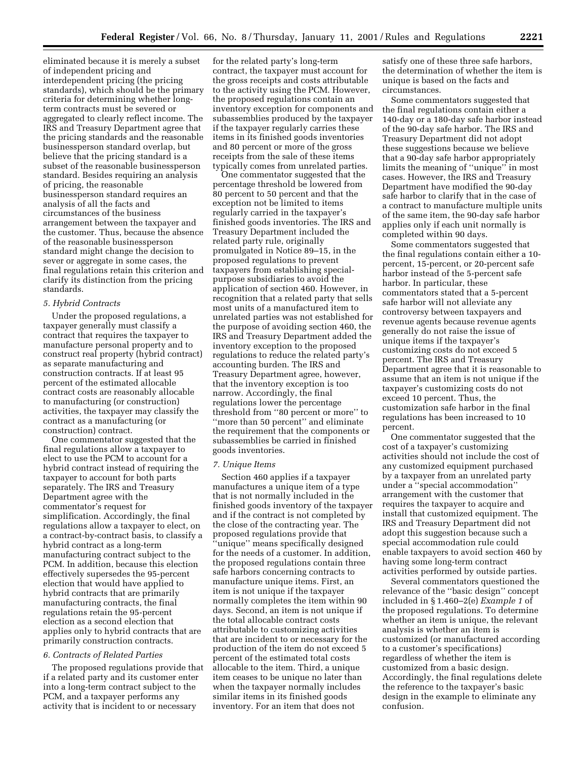eliminated because it is merely a subset of independent pricing and interdependent pricing (the pricing standards), which should be the primary criteria for determining whether long-term contracts must be severed or aggregated to clearly reflect income. The IRS and Treasury Department agree that the pricing standards and the reasonable businessperson standard overlap, but believe that the pricing standard is a subset of the reasonable businessperson standard. Besides requiring an analysis of pricing, the reasonable businessperson standard requires an analysis of all the facts and circumstances of the business arrangement between the taxpayer and the customer. Thus, because the absence of the reasonable businessperson standard might change the decision to sever or aggregate in some cases, the final regulations retain this criterion and clarify its distinction from the pricing standards.

*5. Hybrid Contracts*

Under the proposed regulations, a taxpayer generally must classify a contract that requires the taxpayer to manufacture personal property and to construct real property (hybrid contract) as separate manufacturing and construction contracts. If at least 95 percent of the estimated allocable contract costs are reasonably allocable to manufacturing (or construction) activities, the taxpayer may classify the contract as a manufacturing (or construction) contract.

One commentator suggested that the final regulations allow a taxpayer to elect to use the PCM to account for a hybrid contract instead of requiring the taxpayer to account for both parts separately. The IRS and Treasury Department agree with the commentator's request for simplification. Accordingly, the final regulations allow a taxpayer to elect, on a contract-by-contract basis, to classify a hybrid contract as a long-term manufacturing contract subject to the PCM. In addition, because this election effectively supersedes the 95-percent election that would have applied to hybrid contracts that are primarily manufacturing contracts, the final regulations retain the 95-percent election as a second election that applies only to hybrid contracts that are primarily construction contracts.

*6. Contracts of Related Parties*

The proposed regulations provide that if a related party and its customer enter into a long-term contract subject to the PCM, and a taxpayer performs any activity that is incident to or necessary for the related party's long-term contract, the taxpayer must account for the gross receipts and costs attributable to the activity using the PCM. However, the proposed regulations contain an inventory exception for components and subassemblies produced by the taxpayer if the taxpayer regularly carries these items in its finished goods inventories and 80 percent or more of the gross receipts from the sale of these items typically comes from unrelated parties.

One commentator suggested that the percentage threshold be lowered from 80 percent to 50 percent and that the exception not be limited to items regularly carried in the taxpayer's finished goods inventories. The IRS and Treasury Department included the related party rule, originally promulgated in Notice 89–15, in the proposed regulations to prevent taxpayers from establishing special-purpose subsidiaries to avoid the application of section 460. However, in recognition that a related party that sells most units of a manufactured item to unrelated parties was not established for the purpose of avoiding section 460, the IRS and Treasury Department added the inventory exception to the proposed regulations to reduce the related party's accounting burden. The IRS and Treasury Department agree, however, that the inventory exception is too narrow. Accordingly, the final regulations lower the percentage threshold from ''80 percent or more'' to ''more than 50 percent'' and eliminate the requirement that the components or subassemblies be carried in finished goods inventories.

*7. Unique Items*

Section 460 applies if a taxpayer manufactures a unique item of a type that is not normally included in the finished goods inventory of the taxpayer and if the contract is not completed by the close of the contracting year. The proposed regulations provide that ''unique'' means specifically designed for the needs of a customer. In addition, the proposed regulations contain three safe harbors concerning contracts to manufacture unique items. First, an item is not unique if the taxpayer normally completes the item within 90 days. Second, an item is not unique if the total allocable contract costs attributable to customizing activities that are incident to or necessary for the production of the item do not exceed 5 percent of the estimated total costs allocable to the item. Third, a unique item ceases to be unique no later than when the taxpayer normally includes similar items in its finished goods inventory. For an item that does not satisfy one of these three safe harbors, the determination of whether the item is unique is based on the facts and circumstances.

Some commentators suggested that the final regulations contain either a 140-day or a 180-day safe harbor instead of the 90-day safe harbor. The IRS and Treasury Department did not adopt these suggestions because we believe that a 90-day safe harbor appropriately limits the meaning of ''unique'' in most cases. However, the IRS and Treasury Department have modified the 90-day safe harbor to clarify that in the case of a contract to manufacture multiple units of the same item, the 90-day safe harbor applies only if each unit normally is completed within 90 days.

Some commentators suggested that the final regulations contain either a 10-percent, 15-percent, or 20-percent safe harbor instead of the 5-percent safe harbor. In particular, these commentators stated that a 5-percent safe harbor will not alleviate any controversy between taxpayers and revenue agents because revenue agents generally do not raise the issue of unique items if the taxpayer's customizing costs do not exceed 5 percent. The IRS and Treasury Department agree that it is reasonable to assume that an item is not unique if the taxpayer's customizing costs do not exceed 10 percent. Thus, the customization safe harbor in the final regulations has been increased to 10 percent.

One commentator suggested that the cost of a taxpayer's customizing activities should not include the cost of any customized equipment purchased by a taxpayer from an unrelated party under a ''special accommodation'' arrangement with the customer that requires the taxpayer to acquire and install that customized equipment. The IRS and Treasury Department did not adopt this suggestion because such a special accommodation rule could enable taxpayers to avoid section 460 by having some long-term contract activities performed by outside parties.

Several commentators questioned the relevance of the ''basic design'' concept included in § 1.460–2(e) *Example 1* of the proposed regulations. To determine whether an item is unique, the relevant analysis is whether an item is customized (or manufactured according to a customer's specifications) regardless of whether the item is customized from a basic design. Accordingly, the final regulations delete the reference to the taxpayer's basic design in the example to eliminate any confusion.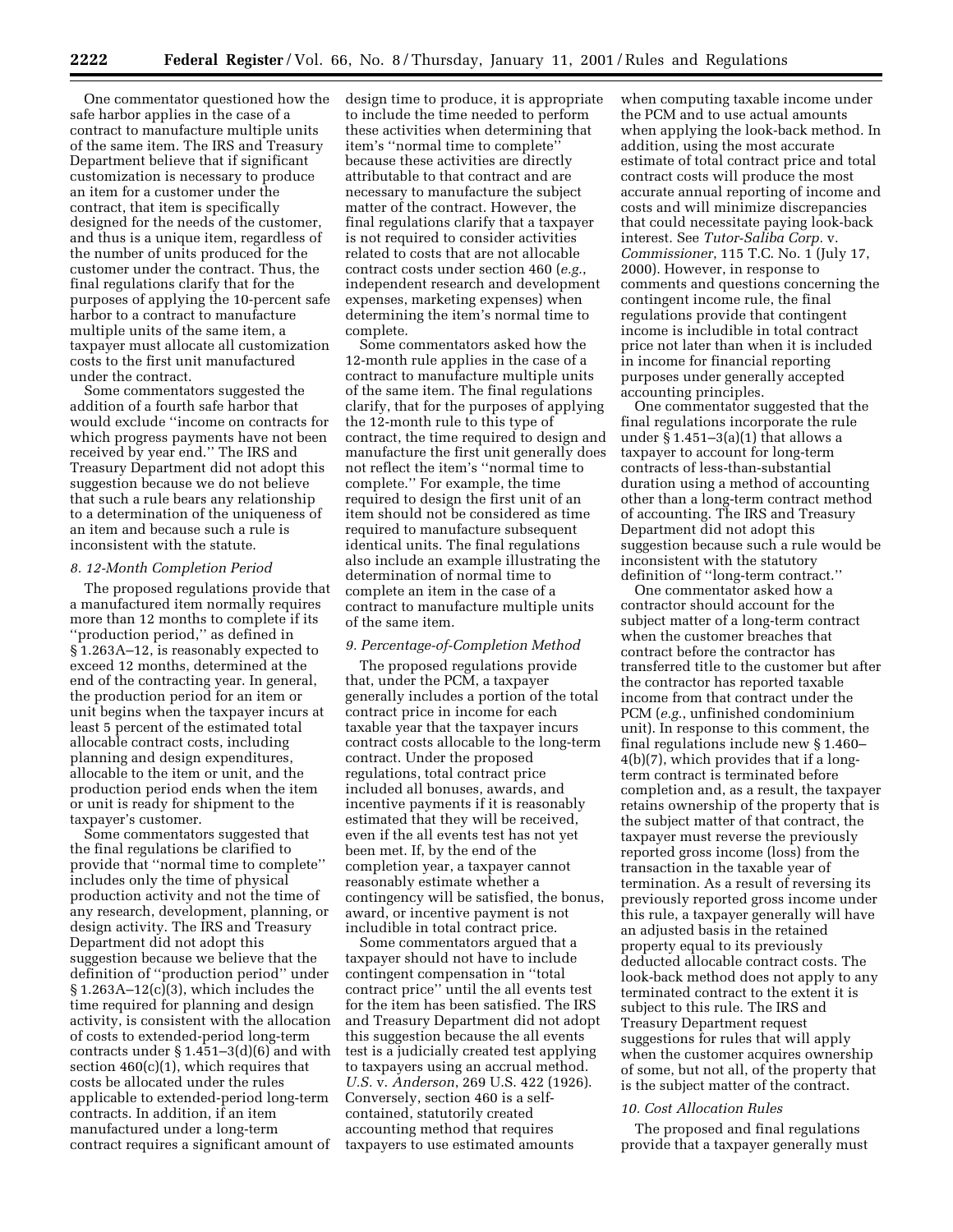One commentator questioned how the safe harbor applies in the case of a contract to manufacture multiple units of the same item. The IRS and Treasury Department believe that if significant customization is necessary to produce an item for a customer under the contract, that item is specifically designed for the needs of the customer, and thus is a unique item, regardless of the number of units produced for the customer under the contract. Thus, the final regulations clarify that for the purposes of applying the 10-percent safe harbor to a contract to manufacture multiple units of the same item, a taxpayer must allocate all customization costs to the first unit manufactured under the contract.

Some commentators suggested the addition of a fourth safe harbor that would exclude ''income on contracts for which progress payments have not been received by year end.'' The IRS and Treasury Department did not adopt this suggestion because we do not believe that such a rule bears any relationship to a determination of the uniqueness of an item and because such a rule is inconsistent with the statute.

*8. 12-Month Completion Period*

The proposed regulations provide that a manufactured item normally requires more than 12 months to complete if its ''production period,'' as defined in § 1.263A–12, is reasonably expected to exceed 12 months, determined at the end of the contracting year. In general, the production period for an item or unit begins when the taxpayer incurs at least 5 percent of the estimated total allocable contract costs, including planning and design expenditures, allocable to the item or unit, and the production period ends when the item or unit is ready for shipment to the taxpayer's customer.

Some commentators suggested that the final regulations be clarified to provide that ''normal time to complete'' includes only the time of physical production activity and not the time of any research, development, planning, or design activity. The IRS and Treasury Department did not adopt this suggestion because we believe that the definition of ''production period'' under § 1.263A–12(c)(3), which includes the time required for planning and design activity, is consistent with the allocation of costs to extended-period long-term contracts under § 1.451–3(d)(6) and with section 460(c)(1), which requires that costs be allocated under the rules applicable to extended-period long-term contracts. In addition, if an item manufactured under a long-term contract requires a significant amount of design time to produce, it is appropriate to include the time needed to perform these activities when determining that item's ''normal time to complete'' because these activities are directly attributable to that contract and are necessary to manufacture the subject matter of the contract. However, the final regulations clarify that a taxpayer is not required to consider activities related to costs that are not allocable contract costs under section 460 (*e.g.*, independent research and development expenses, marketing expenses) when determining the item's normal time to complete.

Some commentators asked how the 12-month rule applies in the case of a contract to manufacture multiple units of the same item. The final regulations clarify, that for the purposes of applying the 12-month rule to this type of contract, the time required to design and manufacture the first unit generally does not reflect the item's ''normal time to complete.'' For example, the time required to design the first unit of an item should not be considered as time required to manufacture subsequent identical units. The final regulations also include an example illustrating the determination of normal time to complete an item in the case of a contract to manufacture multiple units of the same item.

*9. Percentage-of-Completion Method*

The proposed regulations provide that, under the PCM, a taxpayer generally includes a portion of the total contract price in income for each taxable year that the taxpayer incurs contract costs allocable to the long-term contract. Under the proposed regulations, total contract price included all bonuses, awards, and incentive payments if it is reasonably estimated that they will be received, even if the all events test has not yet been met. If, by the end of the completion year, a taxpayer cannot reasonably estimate whether a contingency will be satisfied, the bonus, award, or incentive payment is not includible in total contract price.

Some commentators argued that a taxpayer should not have to include contingent compensation in ''total contract price'' until the all events test for the item has been satisfied. The IRS and Treasury Department did not adopt this suggestion because the all events test is a judicially created test applying to taxpayers using an accrual method. *U.S.* v. *Anderson*, 269 U.S. 422 (1926). Conversely, section 460 is a self-contained, statutorily created accounting method that requires taxpayers to use estimated amounts when computing taxable income under the PCM and to use actual amounts when applying the look-back method. In addition, using the most accurate estimate of total contract price and total contract costs will produce the most accurate annual reporting of income and costs and will minimize discrepancies that could necessitate paying look-back interest. See *Tutor-Saliba Corp.* v. *Commissioner*, 115 T.C. No. 1 (July 17, 2000). However, in response to comments and questions concerning the contingent income rule, the final regulations provide that contingent income is includible in total contract price not later than when it is included in income for financial reporting purposes under generally accepted accounting principles.

One commentator suggested that the final regulations incorporate the rule under § 1.451–3(a)(1) that allows a taxpayer to account for long-term contracts of less-than-substantial duration using a method of accounting other than a long-term contract method of accounting. The IRS and Treasury Department did not adopt this suggestion because such a rule would be inconsistent with the statutory definition of ''long-term contract.''

One commentator asked how a contractor should account for the subject matter of a long-term contract when the customer breaches that contract before the contractor has transferred title to the customer but after the contractor has reported taxable income from that contract under the PCM (*e.g.*, unfinished condominium unit). In response to this comment, the final regulations include new § 1.460–4(b)(7), which provides that if a long-term contract is terminated before completion and, as a result, the taxpayer retains ownership of the property that is the subject matter of that contract, the taxpayer must reverse the previously reported gross income (loss) from the transaction in the taxable year of termination. As a result of reversing its previously reported gross income under this rule, a taxpayer generally will have an adjusted basis in the retained property equal to its previously deducted allocable contract costs. The look-back method does not apply to any terminated contract to the extent it is subject to this rule. The IRS and Treasury Department request suggestions for rules that will apply when the customer acquires ownership of some, but not all, of the property that is the subject matter of the contract.

*10. Cost Allocation Rules*

The proposed and final regulations provide that a taxpayer generally must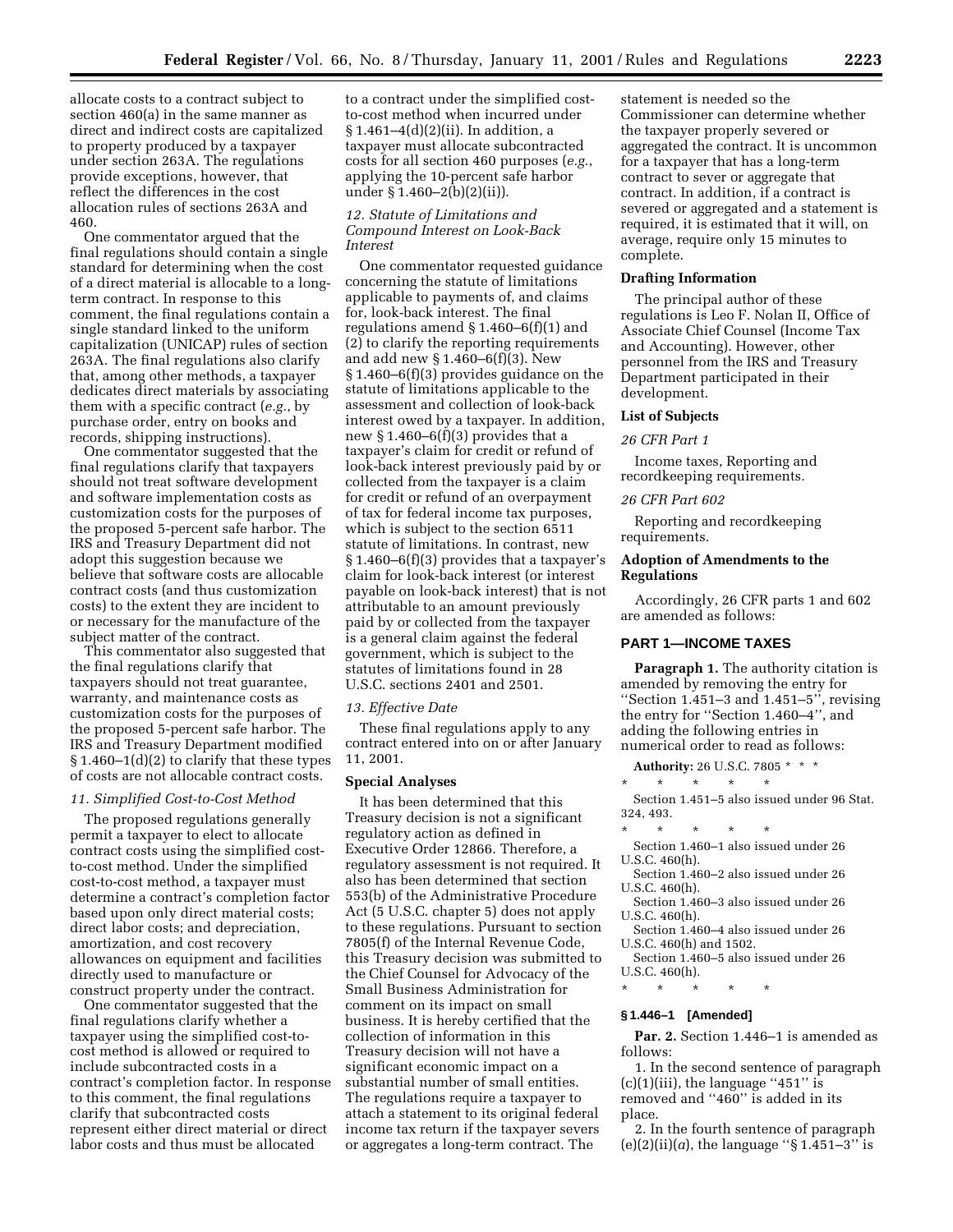allocate costs to a contract subject to section 460(a) in the same manner as direct and indirect costs are capitalized to property produced by a taxpayer under section 263A. The regulations provide exceptions, however, that reflect the differences in the cost allocation rules of sections 263A and 460.

One commentator argued that the final regulations should contain a single standard for determining when the cost of a direct material is allocable to a long-term contract. In response to this comment, the final regulations contain a single standard linked to the uniform capitalization (UNICAP) rules of section 263A. The final regulations also clarify that, among other methods, a taxpayer dedicates direct materials by associating them with a specific contract (*e.g.*, by purchase order, entry on books and records, shipping instructions).

One commentator suggested that the final regulations clarify that taxpayers should not treat software development and software implementation costs as customization costs for the purposes of the proposed 5-percent safe harbor. The IRS and Treasury Department did not adopt this suggestion because we believe that software costs are allocable contract costs (and thus customization costs) to the extent they are incident to or necessary for the manufacture of the subject matter of the contract.

This commentator also suggested that the final regulations clarify that taxpayers should not treat guarantee, warranty, and maintenance costs as customization costs for the purposes of the proposed 5-percent safe harbor. The IRS and Treasury Department modified § 1.460–1(d)(2) to clarify that these types of costs are not allocable contract costs.

*11. Simplified Cost-to-Cost Method*

The proposed regulations generally permit a taxpayer to elect to allocate contract costs using the simplified cost-to-cost method. Under the simplified cost-to-cost method, a taxpayer must determine a contract's completion factor based upon only direct material costs; direct labor costs; and depreciation, amortization, and cost recovery allowances on equipment and facilities directly used to manufacture or construct property under the contract.

One commentator suggested that the final regulations clarify whether a taxpayer using the simplified cost-to-cost method is allowed or required to include subcontracted costs in a contract's completion factor. In response to this comment, the final regulations clarify that subcontracted costs represent either direct material or direct labor costs and thus must be allocated to a contract under the simplified cost-to-cost method when incurred under § 1.461–4(d)(2)(ii). In addition, a taxpayer must allocate subcontracted costs for all section 460 purposes (*e.g.*, applying the 10-percent safe harbor under § 1.460–2(b)(2)(ii)).

*12. Statute of Limitations and Compound Interest on Look-Back Interest*

One commentator requested guidance concerning the statute of limitations applicable to payments of, and claims for, look-back interest. The final regulations amend § 1.460–6(f)(1) and (2) to clarify the reporting requirements and add new § 1.460–6(f)(3). New § 1.460–6(f)(3) provides guidance on the statute of limitations applicable to the assessment and collection of look-back interest owed by a taxpayer. In addition, new § 1.460–6(f)(3) provides that a taxpayer's claim for credit or refund of look-back interest previously paid by or collected from the taxpayer is a claim for credit or refund of an overpayment of tax for federal income tax purposes, which is subject to the section 6511 statute of limitations. In contrast, new § 1.460–6(f)(3) provides that a taxpayer's claim for look-back interest (or interest payable on look-back interest) that is not attributable to an amount previously paid by or collected from the taxpayer is a general claim against the federal government, which is subject to the statutes of limitations found in 28 U.S.C. sections 2401 and 2501.

*13. Effective Date*

These final regulations apply to any contract entered into on or after January 11, 2001.

**Special Analyses**

It has been determined that this Treasury decision is not a significant regulatory action as defined in Executive Order 12866. Therefore, a regulatory assessment is not required. It also has been determined that section 553(b) of the Administrative Procedure Act (5 U.S.C. chapter 5) does not apply to these regulations. Pursuant to section 7805(f) of the Internal Revenue Code, this Treasury decision was submitted to the Chief Counsel for Advocacy of the Small Business Administration for comment on its impact on small business. It is hereby certified that the collection of information in this Treasury decision will not have a significant economic impact on a substantial number of small entities. The regulations require a taxpayer to attach a statement to its original federal income tax return if the taxpayer severs or aggregates a long-term contract. The statement is needed so the Commissioner can determine whether the taxpayer properly severed or aggregated the contract. It is uncommon for a taxpayer that has a long-term contract to sever or aggregate that contract. In addition, if a contract is severed or aggregated and a statement is required, it is estimated that it will, on average, require only 15 minutes to complete.

**Drafting Information**

The principal author of these regulations is Leo F. Nolan II, Office of Associate Chief Counsel (Income Tax and Accounting). However, other personnel from the IRS and Treasury Department participated in their development.

**List of Subjects**

*26 CFR Part 1*

Income taxes, Reporting and recordkeeping requirements.

*26 CFR Part 602*

Reporting and recordkeeping requirements.

**Adoption of Amendments to the Regulations**

Accordingly, 26 CFR parts 1 and 602 are amended as follows:

## PART 1—INCOME TAXES

**Paragraph 1.** The authority citation is amended by removing the entry for "Section 1.451–3 and 1.451–5", revising the entry for "Section 1.460–4", and adding the following entries in numerical order to read as follows:

**Authority:** 26 U.S.C. 7805 * * *

\* \* \* \* \*

Section 1.451–5 also issued under 96 Stat. 324, 493.

\* \* \* \* \*

Section 1.460–1 also issued under 26 U.S.C. 460(h).

Section 1.460–2 also issued under 26 U.S.C. 460(h).

Section 1.460–3 also issued under 26 U.S.C. 460(h).

Section 1.460–4 also issued under 26 U.S.C. 460(h) and 1502.

Section 1.460–5 also issued under 26 U.S.C. 460(h).

\* \* \* \* \*

**§ 1.446–1 [Amended]**

**Par. 2.** Section 1.446–1 is amended as follows:

1. In the second sentence of paragraph (c)(1)(iii), the language "451" is removed and "460" is added in its place.

2. In the fourth sentence of paragraph (e)(2)(ii)(*a*), the language "§ 1.451–3" is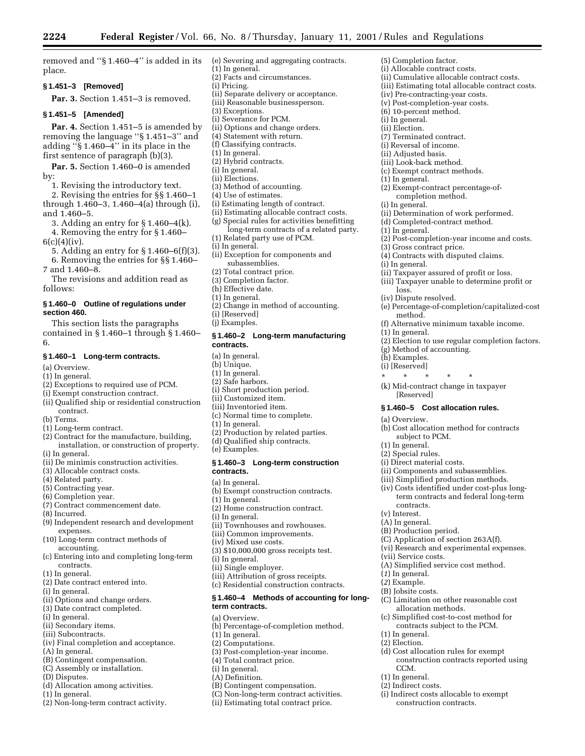removed and "§ 1.460–4" is added in its place.

### § 1.451–3 [Removed]

**Par. 3.** Section 1.451–3 is removed.

### § 1.451–5 [Amended]

**Par. 4.** Section 1.451–5 is amended by removing the language "§ 1.451–3" and adding "§ 1.460–4" in its place in the first sentence of paragraph (b)(3).

**Par. 5.** Section 1.460–0 is amended by:

1. Revising the introductory text.
2. Revising the entries for §§ 1.460–1 through 1.460–3, 1.460–4(a) through (i), and 1.460–5.
3. Adding an entry for § 1.460–4(k).
4. Removing the entry for § 1.460–6(c)(4)(iv).
5. Adding an entry for § 1.460–6(f)(3).
6. Removing the entries for §§ 1.460–7 and 1.460–8.

The revisions and addition read as follows:

### § 1.460–0 Outline of regulations under section 460.

This section lists the paragraphs contained in § 1.460–1 through § 1.460–6.

#### § 1.460–1 Long-term contracts.

(a) Overview.
(1) In general.
(2) Exceptions to required use of PCM.
(i) Exempt construction contract.
(ii) Qualified ship or residential construction contract.
(b) Terms.
(1) Long-term contract.
(2) Contract for the manufacture, building, installation, or construction of property.
(i) In general.
(ii) De minimis construction activities.
(3) Allocable contract costs.
(4) Related party.
(5) Contracting year.
(6) Completion year.
(7) Contract commencement date.
(8) Incurred.
(9) Independent research and development expenses.
(10) Long-term contract methods of accounting.
(c) Entering into and completing long-term contracts.
(1) In general.
(2) Date contract entered into.
(i) In general.
(ii) Options and change orders.
(3) Date contract completed.
(i) In general.
(ii) Secondary items.
(iii) Subcontracts.
(iv) Final completion and acceptance.
(A) In general.
(B) Contingent compensation.
(C) Assembly or installation.
(D) Disputes.
(d) Allocation among activities.
(1) In general.
(2) Non-long-term contract activity.
(e) Severing and aggregating contracts.
(1) In general.
(2) Facts and circumstances.
(i) Pricing.
(ii) Separate delivery or acceptance.
(iii) Reasonable businessperson.
(3) Exceptions.
(i) Severance for PCM.
(ii) Options and change orders.
(4) Statement with return.
(f) Classifying contracts.
(1) In general.
(2) Hybrid contracts.
(i) In general.
(ii) Elections.
(3) Method of accounting.
(4) Use of estimates.
(i) Estimating length of contract.
(ii) Estimating allocable contract costs.
(g) Special rules for activities benefitting long-term contracts of a related party.
(1) Related party use of PCM.
(i) In general.
(ii) Exception for components and subassemblies.
(2) Total contract price.
(3) Completion factor.
(h) Effective date.
(1) In general.
(2) Change in method of accounting.
(i) [Reserved]
(j) Examples.

#### § 1.460–2 Long-term manufacturing contracts.

(a) In general.
(b) Unique.
(1) In general.
(2) Safe harbors.
(i) Short production period.
(ii) Customized item.
(iii) Inventoried item.
(c) Normal time to complete.
(1) In general.
(2) Production by related parties.
(d) Qualified ship contracts.
(e) Examples.

#### § 1.460–3 Long-term construction contracts.

(a) In general.
(b) Exempt construction contracts.
(1) In general.
(2) Home construction contract.
(i) In general.
(ii) Townhouses and rowhouses.
(iii) Common improvements.
(iv) Mixed use costs.
(3) $10,000,000 gross receipts test.
(i) In general.
(ii) Single employer.
(iii) Attribution of gross receipts.
(c) Residential construction contracts.

#### § 1.460–4 Methods of accounting for long-term contracts.

(a) Overview.
(b) Percentage-of-completion method.
(1) In general.
(2) Computations.
(3) Post-completion-year income.
(4) Total contract price.
(i) In general.
(A) Definition.
(B) Contingent compensation.
(C) Non-long-term contract activities.
(ii) Estimating total contract price.
(5) Completion factor.
(i) Allocable contract costs.
(ii) Cumulative allocable contract costs.
(iii) Estimating total allocable contract costs.
(iv) Pre-contracting-year costs.
(v) Post-completion-year costs.
(6) 10-percent method.
(i) In general.
(ii) Election.
(7) Terminated contract.
(i) Reversal of income.
(ii) Adjusted basis.
(iii) Look-back method.
(c) Exempt contract methods.
(1) In general.
(2) Exempt-contract percentage-of-completion method.
(i) In general.
(ii) Determination of work performed.
(d) Completed-contract method.
(1) In general.
(2) Post-completion-year income and costs.
(3) Gross contract price.
(4) Contracts with disputed claims.
(i) In general.
(ii) Taxpayer assured of profit or loss.
(iii) Taxpayer unable to determine profit or loss.
(iv) Dispute resolved.
(e) Percentage-of-completion/capitalized-cost method.
(f) Alternative minimum taxable income.
(1) In general.
(2) Election to use regular completion factors.
(g) Method of accounting.
(h) Examples.
(i) [Reserved]

\* \* \* \* \*

(k) Mid-contract change in taxpayer [Reserved]

#### § 1.460–5 Cost allocation rules.

(a) Overview.
(b) Cost allocation method for contracts subject to PCM.
(1) In general.
(2) Special rules.
(i) Direct material costs.
(ii) Components and subassemblies.
(iii) Simplified production methods.
(iv) Costs identified under cost-plus long-term contracts and federal long-term contracts.
(v) Interest.
(A) In general.
(B) Production period.
(C) Application of section 263A(f).
(vi) Research and experimental expenses.
(vii) Service costs.
(A) Simplified service cost method.
(*1*) In general.
(*2*) Example.
(B) Jobsite costs.
(C) Limitation on other reasonable cost allocation methods.
(c) Simplified cost-to-cost method for contracts subject to the PCM.
(1) In general.
(2) Election.
(d) Cost allocation rules for exempt construction contracts reported using CCM.
(1) In general.
(2) Indirect costs.
(i) Indirect costs allocable to exempt construction contracts.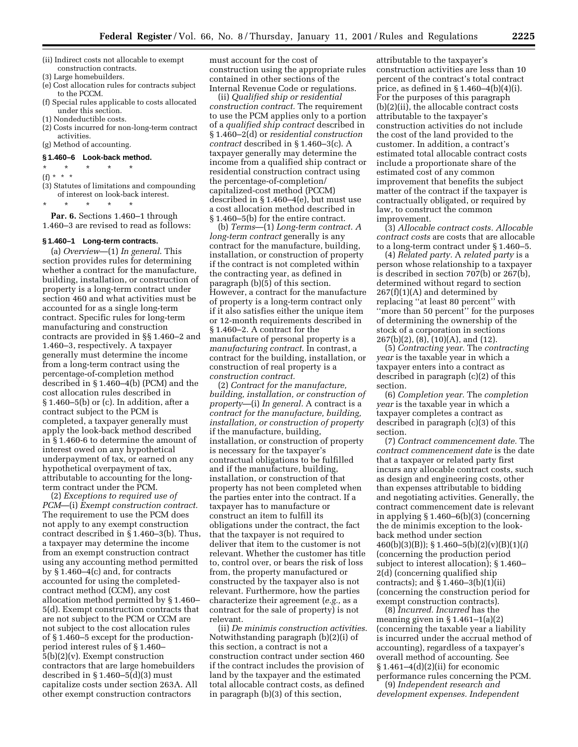(ii) Indirect costs not allocable to exempt construction contracts.

(3) Large homebuilders.

(e) Cost allocation rules for contracts subject to the PCCM.

(f) Special rules applicable to costs allocated under this section.

(1) Nondeductible costs.

(2) Costs incurred for non-long-term contract activities.

(g) Method of accounting.

**§ 1.460–6 Look-back method.**

\* \* \* \* \*

(f) \* \* \*

(3) Statutes of limitations and compounding of interest on look-back interest.

\* \* \* \* \*

**Par. 6.** Sections 1.460–1 through 1.460–3 are revised to read as follows:

**§ 1.460–1 Long-term contracts.**

(a) *Overview*—(1) *In general.* This section provides rules for determining whether a contract for the manufacture, building, installation, or construction of property is a long-term contract under section 460 and what activities must be accounted for as a single long-term contract. Specific rules for long-term manufacturing and construction contracts are provided in §§ 1.460–2 and 1.460–3, respectively. A taxpayer generally must determine the income from a long-term contract using the percentage-of-completion method described in § 1.460–4(b) (PCM) and the cost allocation rules described in § 1.460–5(b) or (c). In addition, after a contract subject to the PCM is completed, a taxpayer generally must apply the look-back method described in § 1.460-6 to determine the amount of interest owed on any hypothetical underpayment of tax, or earned on any hypothetical overpayment of tax, attributable to accounting for the long-term contract under the PCM.

(2) *Exceptions to required use of PCM*—(i) *Exempt construction contract.* The requirement to use the PCM does not apply to any exempt construction contract described in § 1.460–3(b). Thus, a taxpayer may determine the income from an exempt construction contract using any accounting method permitted by § 1.460–4(c) and, for contracts accounted for using the completed-contract method (CCM), any cost allocation method permitted by § 1.460–5(d). Exempt construction contracts that are not subject to the PCM or CCM are not subject to the cost allocation rules of § 1.460–5 except for the production-period interest rules of § 1.460–5(b)(2)(v). Exempt construction contractors that are large homebuilders described in § 1.460–5(d)(3) must capitalize costs under section 263A. All other exempt construction contractors must account for the cost of construction using the appropriate rules contained in other sections of the Internal Revenue Code or regulations.

(ii) *Qualified ship or residential construction contract.* The requirement to use the PCM applies only to a portion of a *qualified ship contract* described in § 1.460–2(d) or *residential construction contract* described in § 1.460–3(c). A taxpayer generally may determine the income from a qualified ship contract or residential construction contract using the percentage-of-completion/capitalized-cost method (PCCM) described in § 1.460–4(e), but must use a cost allocation method described in § 1.460–5(b) for the entire contract.

(b) *Terms*—(1) *Long-term contract. A long-term contract* generally is any contract for the manufacture, building, installation, or construction of property if the contract is not completed within the contracting year, as defined in paragraph (b)(5) of this section. However, a contract for the manufacture of property is a long-term contract only if it also satisfies either the unique item or 12-month requirements described in § 1.460–2. A contract for the manufacture of personal property is a *manufacturing contract*. In contrast, a contract for the building, installation, or construction of real property is a *construction contract.*

(2) *Contract for the manufacture, building, installation, or construction of property*—(i) *In general.* A contract is a *contract for the manufacture, building, installation, or construction of property* if the manufacture, building, installation, or construction of property is necessary for the taxpayer's contractual obligations to be fulfilled and if the manufacture, building, installation, or construction of that property has not been completed when the parties enter into the contract. If a taxpayer has to manufacture or construct an item to fulfill its obligations under the contract, the fact that the taxpayer is not required to deliver that item to the customer is not relevant. Whether the customer has title to, control over, or bears the risk of loss from, the property manufactured or constructed by the taxpayer also is not relevant. Furthermore, how the parties characterize their agreement (*e.g.,* as a contract for the sale of property) is not relevant.

(ii) *De minimis construction activities*. Notwithstanding paragraph (b)(2)(i) of this section, a contract is not a construction contract under section 460 if the contract includes the provision of land by the taxpayer and the estimated total allocable contract costs, as defined in paragraph (b)(3) of this section, attributable to the taxpayer's construction activities are less than 10 percent of the contract's total contract price, as defined in § 1.460–4(b)(4)(i). For the purposes of this paragraph (b)(2)(ii), the allocable contract costs attributable to the taxpayer's construction activities do not include the cost of the land provided to the customer. In addition, a contract's estimated total allocable contract costs include a proportionate share of the estimated cost of any common improvement that benefits the subject matter of the contract if the taxpayer is contractually obligated, or required by law, to construct the common improvement.

(3) *Allocable contract costs. Allocable contract costs* are costs that are allocable to a long-term contract under § 1.460–5.

(4) *Related party.* A *related party* is a person whose relationship to a taxpayer is described in section 707(b) or 267(b), determined without regard to section 267(f)(1)(A) and determined by replacing "at least 80 percent" with "more than 50 percent" for the purposes of determining the ownership of the stock of a corporation in sections 267(b)(2), (8), (10)(A), and (12).

(5) *Contracting year.* The *contracting year* is the taxable year in which a taxpayer enters into a contract as described in paragraph (c)(2) of this section.

(6) *Completion year.* The *completion year* is the taxable year in which a taxpayer completes a contract as described in paragraph (c)(3) of this section.

(7) *Contract commencement date.* The *contract commencement date* is the date that a taxpayer or related party first incurs any allocable contract costs, such as design and engineering costs, other than expenses attributable to bidding and negotiating activities. Generally, the contract commencement date is relevant in applying § 1.460–6(b)(3) (concerning the de minimis exception to the look-back method under section 460(b)(3)(B)); § 1.460–5(b)(2)(v)(B)(1)(*i*) (concerning the production period subject to interest allocation); § 1.460–2(d) (concerning qualified ship contracts); and § 1.460–3(b)(1)(ii) (concerning the construction period for exempt construction contracts).

(8) *Incurred. Incurred* has the meaning given in § 1.461–1(a)(2) (concerning the taxable year a liability is incurred under the accrual method of accounting), regardless of a taxpayer's overall method of accounting. See § 1.461–4(d)(2)(ii) for economic performance rules concerning the PCM.

(9) *Independent research and development expenses. Independent*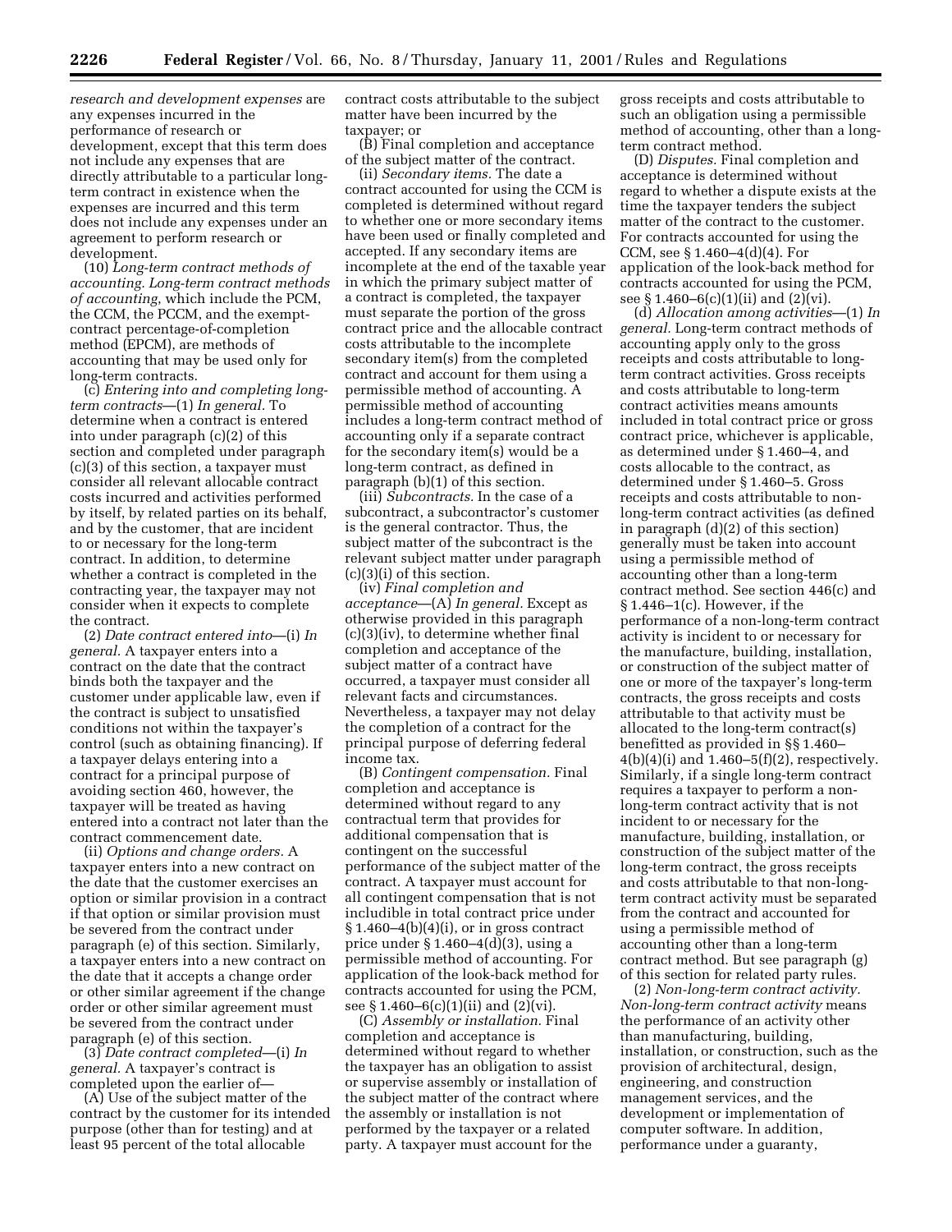*research and development expenses* are any expenses incurred in the performance of research or development, except that this term does not include any expenses that are directly attributable to a particular long-term contract in existence when the expenses are incurred and this term does not include any expenses under an agreement to perform research or development.

(10) *Long-term contract methods of accounting. Long-term contract methods of accounting*, which include the PCM, the CCM, the PCCM, and the exempt-contract percentage-of-completion method (EPCM), are methods of accounting that may be used only for long-term contracts.

(c) *Entering into and completing long-term contracts*—(1) *In general.* To determine when a contract is entered into under paragraph (c)(2) of this section and completed under paragraph (c)(3) of this section, a taxpayer must consider all relevant allocable contract costs incurred and activities performed by itself, by related parties on its behalf, and by the customer, that are incident to or necessary for the long-term contract. In addition, to determine whether a contract is completed in the contracting year, the taxpayer may not consider when it expects to complete the contract.

(2) *Date contract entered into*—(i) *In general.* A taxpayer enters into a contract on the date that the contract binds both the taxpayer and the customer under applicable law, even if the contract is subject to unsatisfied conditions not within the taxpayer's control (such as obtaining financing). If a taxpayer delays entering into a contract for a principal purpose of avoiding section 460, however, the taxpayer will be treated as having entered into a contract not later than the contract commencement date.

(ii) *Options and change orders.* A taxpayer enters into a new contract on the date that the customer exercises an option or similar provision in a contract if that option or similar provision must be severed from the contract under paragraph (e) of this section. Similarly, a taxpayer enters into a new contract on the date that it accepts a change order or other similar agreement if the change order or other similar agreement must be severed from the contract under paragraph (e) of this section.

(3) *Date contract completed*—(i) *In general.* A taxpayer's contract is completed upon the earlier of—

(A) Use of the subject matter of the contract by the customer for its intended purpose (other than for testing) and at least 95 percent of the total allocable contract costs attributable to the subject matter have been incurred by the taxpayer; or

(B) Final completion and acceptance of the subject matter of the contract.

(ii) *Secondary items.* The date a contract accounted for using the CCM is completed is determined without regard to whether one or more secondary items have been used or finally completed and accepted. If any secondary items are incomplete at the end of the taxable year in which the primary subject matter of a contract is completed, the taxpayer must separate the portion of the gross contract price and the allocable contract costs attributable to the incomplete secondary item(s) from the completed contract and account for them using a permissible method of accounting. A permissible method of accounting includes a long-term contract method of accounting only if a separate contract for the secondary item(s) would be a long-term contract, as defined in paragraph (b)(1) of this section.

(iii) *Subcontracts.* In the case of a subcontract, a subcontractor's customer is the general contractor. Thus, the subject matter of the subcontract is the relevant subject matter under paragraph (c)(3)(i) of this section.

(iv) *Final completion and acceptance*—(A) *In general.* Except as otherwise provided in this paragraph (c)(3)(iv), to determine whether final completion and acceptance of the subject matter of a contract have occurred, a taxpayer must consider all relevant facts and circumstances. Nevertheless, a taxpayer may not delay the completion of a contract for the principal purpose of deferring federal income tax.

(B) *Contingent compensation.* Final completion and acceptance is determined without regard to any contractual term that provides for additional compensation that is contingent on the successful performance of the subject matter of the contract. A taxpayer must account for all contingent compensation that is not includible in total contract price under § 1.460–4(b)(4)(i), or in gross contract price under § 1.460–4(d)(3), using a permissible method of accounting. For application of the look-back method for contracts accounted for using the PCM, see § 1.460–6(c)(1)(ii) and (2)(vi).

(C) *Assembly or installation.* Final completion and acceptance is determined without regard to whether the taxpayer has an obligation to assist or supervise assembly or installation of the subject matter of the contract where the assembly or installation is not performed by the taxpayer or a related party. A taxpayer must account for the gross receipts and costs attributable to such an obligation using a permissible method of accounting, other than a long-term contract method.

(D) *Disputes.* Final completion and acceptance is determined without regard to whether a dispute exists at the time the taxpayer tenders the subject matter of the contract to the customer. For contracts accounted for using the CCM, see § 1.460–4(d)(4). For application of the look-back method for contracts accounted for using the PCM, see § 1.460–6(c)(1)(ii) and (2)(vi).

(d) *Allocation among activities*—(1) *In general.* Long-term contract methods of accounting apply only to the gross receipts and costs attributable to long-term contract activities. Gross receipts and costs attributable to long-term contract activities means amounts included in total contract price or gross contract price, whichever is applicable, as determined under § 1.460–4, and costs allocable to the contract, as determined under § 1.460–5. Gross receipts and costs attributable to non-long-term contract activities (as defined in paragraph (d)(2) of this section) generally must be taken into account using a permissible method of accounting other than a long-term contract method. See section 446(c) and § 1.446–1(c). However, if the performance of a non-long-term contract activity is incident to or necessary for the manufacture, building, installation, or construction of the subject matter of one or more of the taxpayer's long-term contracts, the gross receipts and costs attributable to that activity must be allocated to the long-term contract(s) benefitted as provided in §§ 1.460–4(b)(4)(i) and 1.460–5(f)(2), respectively. Similarly, if a single long-term contract requires a taxpayer to perform a non-long-term contract activity that is not incident to or necessary for the manufacture, building, installation, or construction of the subject matter of the long-term contract, the gross receipts and costs attributable to that non-long-term contract activity must be separated from the contract and accounted for using a permissible method of accounting other than a long-term contract method. But see paragraph (g) of this section for related party rules.

(2) *Non-long-term contract activity. Non-long-term contract activity* means the performance of an activity other than manufacturing, building, installation, or construction, such as the provision of architectural, design, engineering, and construction management services, and the development or implementation of computer software. In addition, performance under a guaranty,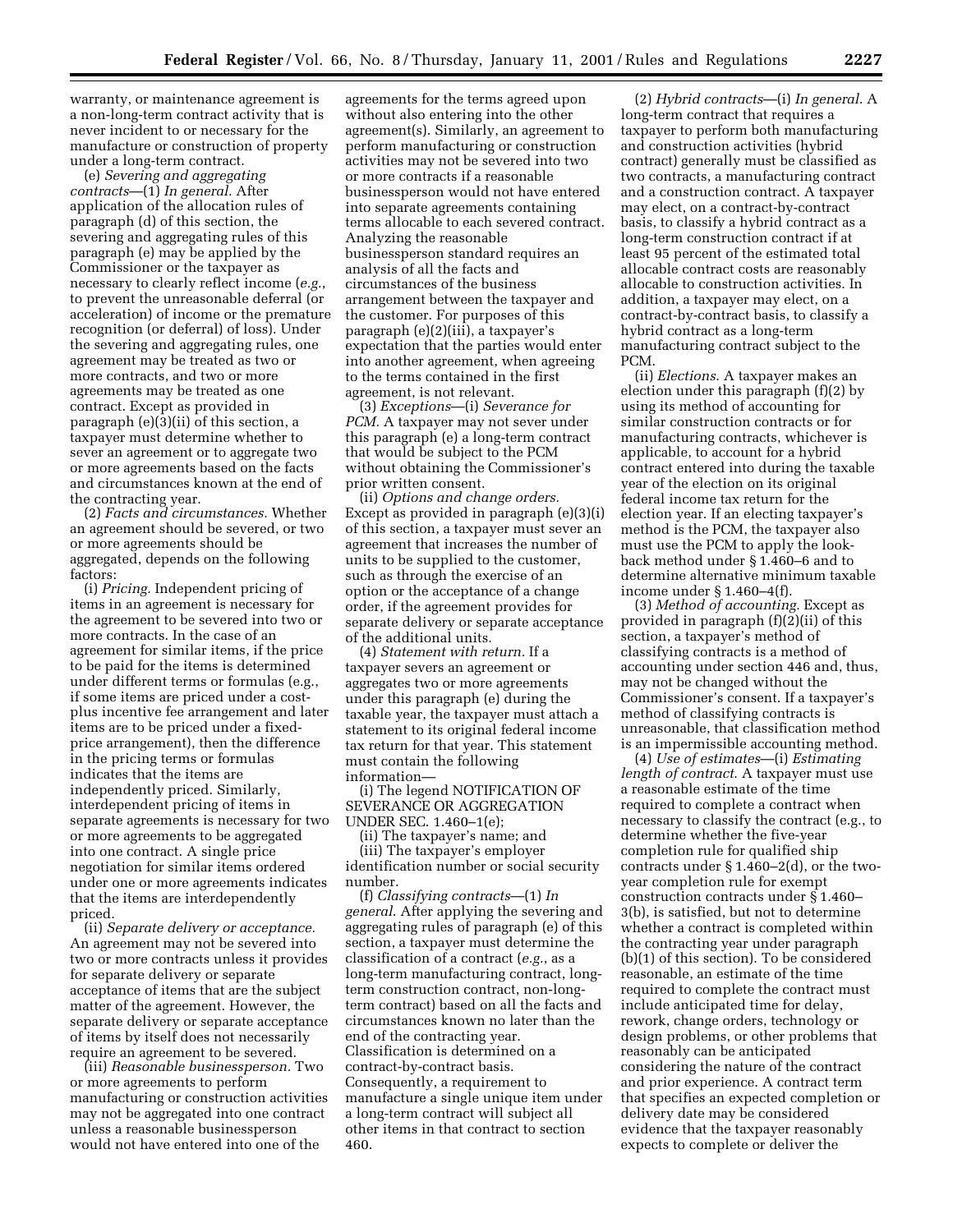warranty, or maintenance agreement is a non-long-term contract activity that is never incident to or necessary for the manufacture or construction of property under a long-term contract.

(e) *Severing and aggregating contracts*—(1) *In general.* After application of the allocation rules of paragraph (d) of this section, the severing and aggregating rules of this paragraph (e) may be applied by the Commissioner or the taxpayer as necessary to clearly reflect income (*e.g.*, to prevent the unreasonable deferral (or acceleration) of income or the premature recognition (or deferral) of loss). Under the severing and aggregating rules, one agreement may be treated as two or more contracts, and two or more agreements may be treated as one contract. Except as provided in paragraph (e)(3)(ii) of this section, a taxpayer must determine whether to sever an agreement or to aggregate two or more agreements based on the facts and circumstances known at the end of the contracting year.

(2) *Facts and circumstances.* Whether an agreement should be severed, or two or more agreements should be aggregated, depends on the following factors:

(i) *Pricing.* Independent pricing of items in an agreement is necessary for the agreement to be severed into two or more contracts. In the case of an agreement for similar items, if the price to be paid for the items is determined under different terms or formulas (e.g., if some items are priced under a cost-plus incentive fee arrangement and later items are to be priced under a fixed-price arrangement), then the difference in the pricing terms or formulas indicates that the items are independently priced. Similarly, interdependent pricing of items in separate agreements is necessary for two or more agreements to be aggregated into one contract. A single price negotiation for similar items ordered under one or more agreements indicates that the items are interdependently priced.

(ii) *Separate delivery or acceptance.* An agreement may not be severed into two or more contracts unless it provides for separate delivery or separate acceptance of items that are the subject matter of the agreement. However, the separate delivery or separate acceptance of items by itself does not necessarily require an agreement to be severed.

(iii) *Reasonable businessperson.* Two or more agreements to perform manufacturing or construction activities may not be aggregated into one contract unless a reasonable businessperson would not have entered into one of the agreements for the terms agreed upon without also entering into the other agreement(s). Similarly, an agreement to perform manufacturing or construction activities may not be severed into two or more contracts if a reasonable businessperson would not have entered into separate agreements containing terms allocable to each severed contract. Analyzing the reasonable businessperson standard requires an analysis of all the facts and circumstances of the business arrangement between the taxpayer and the customer. For purposes of this paragraph (e)(2)(iii), a taxpayer's expectation that the parties would enter into another agreement, when agreeing to the terms contained in the first agreement, is not relevant.

(3) *Exceptions*—(i) *Severance for PCM.* A taxpayer may not sever under this paragraph (e) a long-term contract that would be subject to the PCM without obtaining the Commissioner's prior written consent.

(ii) *Options and change orders.* Except as provided in paragraph (e)(3)(i) of this section, a taxpayer must sever an agreement that increases the number of units to be supplied to the customer, such as through the exercise of an option or the acceptance of a change order, if the agreement provides for separate delivery or separate acceptance of the additional units.

(4) *Statement with return.* If a taxpayer severs an agreement or aggregates two or more agreements under this paragraph (e) during the taxable year, the taxpayer must attach a statement to its original federal income tax return for that year. This statement must contain the following information—

(i) The legend NOTIFICATION OF SEVERANCE OR AGGREGATION UNDER SEC. 1.460–1(e);

(ii) The taxpayer's name; and

(iii) The taxpayer's employer identification number or social security number.

(f) *Classifying contracts*—(1) *In general.* After applying the severing and aggregating rules of paragraph (e) of this section, a taxpayer must determine the classification of a contract (*e.g.*, as a long-term manufacturing contract, long-term construction contract, non-long-term contract) based on all the facts and circumstances known no later than the end of the contracting year. Classification is determined on a contract-by-contract basis. Consequently, a requirement to manufacture a single unique item under a long-term contract will subject all other items in that contract to section 460.

(2) *Hybrid contracts*—(i) *In general.* A long-term contract that requires a taxpayer to perform both manufacturing and construction activities (hybrid contract) generally must be classified as two contracts, a manufacturing contract and a construction contract. A taxpayer may elect, on a contract-by-contract basis, to classify a hybrid contract as a long-term construction contract if at least 95 percent of the estimated total allocable contract costs are reasonably allocable to construction activities. In addition, a taxpayer may elect, on a contract-by-contract basis, to classify a hybrid contract as a long-term manufacturing contract subject to the PCM.

(ii) *Elections.* A taxpayer makes an election under this paragraph (f)(2) by using its method of accounting for similar construction contracts or for manufacturing contracts, whichever is applicable, to account for a hybrid contract entered into during the taxable year of the election on its original federal income tax return for the election year. If an electing taxpayer's method is the PCM, the taxpayer also must use the PCM to apply the look-back method under § 1.460–6 and to determine alternative minimum taxable income under § 1.460–4(f).

(3) *Method of accounting.* Except as provided in paragraph (f)(2)(ii) of this section, a taxpayer's method of classifying contracts is a method of accounting under section 446 and, thus, may not be changed without the Commissioner's consent. If a taxpayer's method of classifying contracts is unreasonable, that classification method is an impermissible accounting method.

(4) *Use of estimates*—(i) *Estimating length of contract.* A taxpayer must use a reasonable estimate of the time required to complete a contract when necessary to classify the contract (e.g., to determine whether the five-year completion rule for qualified ship contracts under § 1.460–2(d), or the two-year completion rule for exempt construction contracts under § 1.460–3(b), is satisfied, but not to determine whether a contract is completed within the contracting year under paragraph (b)(1) of this section). To be considered reasonable, an estimate of the time required to complete the contract must include anticipated time for delay, rework, change orders, technology or design problems, or other problems that reasonably can be anticipated considering the nature of the contract and prior experience. A contract term that specifies an expected completion or delivery date may be considered evidence that the taxpayer reasonably expects to complete or deliver the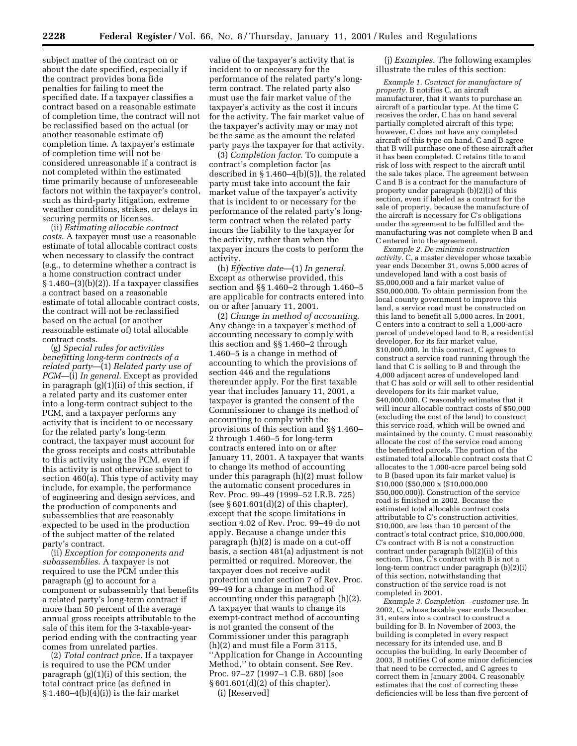subject matter of the contract on or about the date specified, especially if the contract provides bona fide penalties for failing to meet the specified date. If a taxpayer classifies a contract based on a reasonable estimate of completion time, the contract will not be reclassified based on the actual (or another reasonable estimate of) completion time. A taxpayer's estimate of completion time will not be considered unreasonable if a contract is not completed within the estimated time primarily because of unforeseeable factors not within the taxpayer's control, such as third-party litigation, extreme weather conditions, strikes, or delays in securing permits or licenses.

(ii) *Estimating allocable contract costs.* A taxpayer must use a reasonable estimate of total allocable contract costs when necessary to classify the contract (e.g., to determine whether a contract is a home construction contract under § 1.460–(3)(b)(2)). If a taxpayer classifies a contract based on a reasonable estimate of total allocable contract costs, the contract will not be reclassified based on the actual (or another reasonable estimate of) total allocable contract costs.

(g) *Special rules for activities benefitting long-term contracts of a related party*—(1) *Related party use of PCM*—(i) *In general.* Except as provided in paragraph (g)(1)(ii) of this section, if a related party and its customer enter into a long-term contract subject to the PCM, and a taxpayer performs any activity that is incident to or necessary for the related party's long-term contract, the taxpayer must account for the gross receipts and costs attributable to this activity using the PCM, even if this activity is not otherwise subject to section 460(a). This type of activity may include, for example, the performance of engineering and design services, and the production of components and subassemblies that are reasonably expected to be used in the production of the subject matter of the related party's contract.

(ii) *Exception for components and subassemblies.* A taxpayer is not required to use the PCM under this paragraph (g) to account for a component or subassembly that benefits a related party's long-term contract if more than 50 percent of the average annual gross receipts attributable to the sale of this item for the 3-taxable-year-period ending with the contracting year comes from unrelated parties.

(2) *Total contract price.* If a taxpayer is required to use the PCM under paragraph (g)(1)(i) of this section, the total contract price (as defined in § 1.460–4(b)(4)(i)) is the fair market value of the taxpayer's activity that is incident to or necessary for the performance of the related party's long-term contract. The related party also must use the fair market value of the taxpayer's activity as the cost it incurs for the activity. The fair market value of the taxpayer's activity may or may not be the same as the amount the related party pays the taxpayer for that activity.

(3) *Completion factor.* To compute a contract's completion factor (as described in § 1.460–4(b)(5)), the related party must take into account the fair market value of the taxpayer's activity that is incident to or necessary for the performance of the related party's long-term contract when the related party incurs the liability to the taxpayer for the activity, rather than when the taxpayer incurs the costs to perform the activity.

(h) *Effective date*—(1) *In general.* Except as otherwise provided, this section and §§ 1.460–2 through 1.460–5 are applicable for contracts entered into on or after January 11, 2001.

(2) *Change in method of accounting.* Any change in a taxpayer's method of accounting necessary to comply with this section and §§ 1.460–2 through 1.460–5 is a change in method of accounting to which the provisions of section 446 and the regulations thereunder apply. For the first taxable year that includes January 11, 2001, a taxpayer is granted the consent of the Commissioner to change its method of accounting to comply with the provisions of this section and §§ 1.460–2 through 1.460–5 for long-term contracts entered into on or after January 11, 2001. A taxpayer that wants to change its method of accounting under this paragraph (h)(2) must follow the automatic consent procedures in Rev. Proc. 99–49 (1999–52 I.R.B. 725) (see § 601.601(d)(2) of this chapter), except that the scope limitations in section 4.02 of Rev. Proc. 99–49 do not apply. Because a change under this paragraph (h)(2) is made on a cut-off basis, a section 481(a) adjustment is not permitted or required. Moreover, the taxpayer does not receive audit protection under section 7 of Rev. Proc. 99–49 for a change in method of accounting under this paragraph (h)(2). A taxpayer that wants to change its exempt-contract method of accounting is not granted the consent of the Commissioner under this paragraph (h)(2) and must file a Form 3115, ''Application for Change in Accounting Method,'' to obtain consent. See Rev. Proc. 97–27 (1997–1 C.B. 680) (see § 601.601(d)(2) of this chapter).

(i) [Reserved]

(j) *Examples.* The following examples illustrate the rules of this section:

*Example 1. Contract for manufacture of property.* B notifies C, an aircraft manufacturer, that it wants to purchase an aircraft of a particular type. At the time C receives the order, C has on hand several partially completed aircraft of this type; however, C does not have any completed aircraft of this type on hand. C and B agree that B will purchase one of these aircraft after it has been completed. C retains title to and risk of loss with respect to the aircraft until the sale takes place. The agreement between C and B is a contract for the manufacture of property under paragraph (b)(2)(i) of this section, even if labeled as a contract for the sale of property, because the manufacture of the aircraft is necessary for C's obligations under the agreement to be fulfilled and the manufacturing was not complete when B and C entered into the agreement.

*Example 2. De minimis construction activity.* C, a master developer whose taxable year ends December 31, owns 5,000 acres of undeveloped land with a cost basis of $5,000,000 and a fair market value of $50,000,000. To obtain permission from the local county government to improve this land, a service road must be constructed on this land to benefit all 5,000 acres. In 2001, C enters into a contract to sell a 1,000-acre parcel of undeveloped land to B, a residential developer, for its fair market value, $10,000,000. In this contract, C agrees to construct a service road running through the land that C is selling to B and through the 4,000 adjacent acres of undeveloped land that C has sold or will sell to other residential developers for its fair market value, $40,000,000. C reasonably estimates that it will incur allocable contract costs of $50,000 (excluding the cost of the land) to construct this service road, which will be owned and maintained by the county. C must reasonably allocate the cost of the service road among the benefitted parcels. The portion of the estimated total allocable contract costs that C allocates to the 1,000-acre parcel being sold to B (based upon its fair market value) is $10,000 ($50,000 x ($10,000,000 $50,000,000)). Construction of the service road is finished in 2002. Because the estimated total allocable contract costs attributable to C's construction activities, $10,000, are less than 10 percent of the contract's total contract price, $10,000,000, C's contract with B is not a construction contract under paragraph (b)(2)(ii) of this section. Thus, C's contract with B is not a long-term contract under paragraph (b)(2)(i) of this section, notwithstanding that construction of the service road is not completed in 2001.

*Example 3. Completion—customer use.* In 2002, C, whose taxable year ends December 31, enters into a contract to construct a building for B. In November of 2003, the building is completed in every respect necessary for its intended use, and B occupies the building. In early December of 2003, B notifies C of some minor deficiencies that need to be corrected, and C agrees to correct them in January 2004. C reasonably estimates that the cost of correcting these deficiencies will be less than five percent of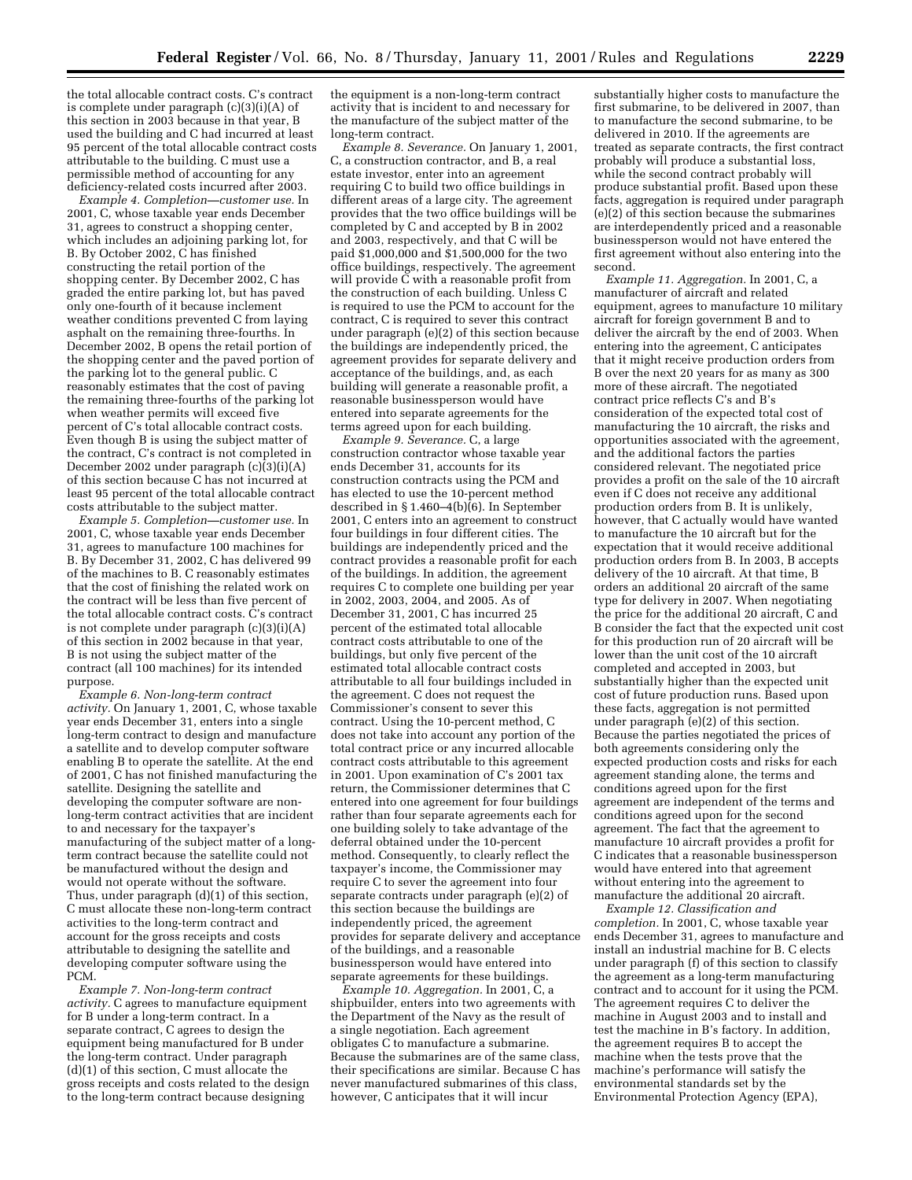the total allocable contract costs. C's contract is complete under paragraph (c)(3)(i)(A) of this section in 2003 because in that year, B used the building and C had incurred at least 95 percent of the total allocable contract costs attributable to the building. C must use a permissible method of accounting for any deficiency-related costs incurred after 2003.

*Example 4. Completion—customer use.* In 2001, C, whose taxable year ends December 31, agrees to construct a shopping center, which includes an adjoining parking lot, for B. By October 2002, C has finished constructing the retail portion of the shopping center. By December 2002, C has graded the entire parking lot, but has paved only one-fourth of it because inclement weather conditions prevented C from laying asphalt on the remaining three-fourths. In December 2002, B opens the retail portion of the shopping center and the paved portion of the parking lot to the general public. C reasonably estimates that the cost of paving the remaining three-fourths of the parking lot when weather permits will exceed five percent of C's total allocable contract costs. Even though B is using the subject matter of the contract, C's contract is not completed in December 2002 under paragraph (c)(3)(i)(A) of this section because C has not incurred at least 95 percent of the total allocable contract costs attributable to the subject matter.

*Example 5. Completion—customer use.* In 2001, C, whose taxable year ends December 31, agrees to manufacture 100 machines for B. By December 31, 2002, C has delivered 99 of the machines to B. C reasonably estimates that the cost of finishing the related work on the contract will be less than five percent of the total allocable contract costs. C's contract is not complete under paragraph (c)(3)(i)(A) of this section in 2002 because in that year, B is not using the subject matter of the contract (all 100 machines) for its intended purpose.

*Example 6. Non-long-term contract activity.* On January 1, 2001, C, whose taxable year ends December 31, enters into a single long-term contract to design and manufacture a satellite and to develop computer software enabling B to operate the satellite. At the end of 2001, C has not finished manufacturing the satellite. Designing the satellite and developing the computer software are non-long-term contract activities that are incident to and necessary for the taxpayer's manufacturing of the subject matter of a long-term contract because the satellite could not be manufactured without the design and would not operate without the software. Thus, under paragraph (d)(1) of this section, C must allocate these non-long-term contract activities to the long-term contract and account for the gross receipts and costs attributable to designing the satellite and developing computer software using the PCM.

*Example 7. Non-long-term contract activity.* C agrees to manufacture equipment for B under a long-term contract. In a separate contract, C agrees to design the equipment being manufactured for B under the long-term contract. Under paragraph (d)(1) of this section, C must allocate the gross receipts and costs related to the design to the long-term contract because designing the equipment is a non-long-term contract activity that is incident to and necessary for the manufacture of the subject matter of the long-term contract.

*Example 8. Severance.* On January 1, 2001, C, a construction contractor, and B, a real estate investor, enter into an agreement requiring C to build two office buildings in different areas of a large city. The agreement provides that the two office buildings will be completed by C and accepted by B in 2002 and 2003, respectively, and that C will be paid $1,000,000 and $1,500,000 for the two office buildings, respectively. The agreement will provide C with a reasonable profit from the construction of each building. Unless C is required to use the PCM to account for the contract, C is required to sever this contract under paragraph (e)(2) of this section because the buildings are independently priced, the agreement provides for separate delivery and acceptance of the buildings, and, as each building will generate a reasonable profit, a reasonable businessperson would have entered into separate agreements for the terms agreed upon for each building.

*Example 9. Severance.* C, a large construction contractor whose taxable year ends December 31, accounts for its construction contracts using the PCM and has elected to use the 10-percent method described in § 1.460–4(b)(6). In September 2001, C enters into an agreement to construct four buildings in four different cities. The buildings are independently priced and the contract provides a reasonable profit for each of the buildings. In addition, the agreement requires C to complete one building per year in 2002, 2003, 2004, and 2005. As of December 31, 2001, C has incurred 25 percent of the estimated total allocable contract costs attributable to one of the buildings, but only five percent of the estimated total allocable contract costs attributable to all four buildings included in the agreement. C does not request the Commissioner's consent to sever this contract. Using the 10-percent method, C does not take into account any portion of the total contract price or any incurred allocable contract costs attributable to this agreement in 2001. Upon examination of C's 2001 tax return, the Commissioner determines that C entered into one agreement for four buildings rather than four separate agreements each for one building solely to take advantage of the deferral obtained under the 10-percent method. Consequently, to clearly reflect the taxpayer's income, the Commissioner may require C to sever the agreement into four separate contracts under paragraph (e)(2) of this section because the buildings are independently priced, the agreement provides for separate delivery and acceptance of the buildings, and a reasonable businessperson would have entered into separate agreements for these buildings.

*Example 10. Aggregation.* In 2001, C, a shipbuilder, enters into two agreements with the Department of the Navy as the result of a single negotiation. Each agreement obligates C to manufacture a submarine. Because the submarines are of the same class, their specifications are similar. Because C has never manufactured submarines of this class, however, C anticipates that it will incur substantially higher costs to manufacture the first submarine, to be delivered in 2007, than to manufacture the second submarine, to be delivered in 2010. If the agreements are treated as separate contracts, the first contract probably will produce a substantial loss, while the second contract probably will produce substantial profit. Based upon these facts, aggregation is required under paragraph (e)(2) of this section because the submarines are interdependently priced and a reasonable businessperson would not have entered the first agreement without also entering into the second.

*Example 11. Aggregation.* In 2001, C, a manufacturer of aircraft and related equipment, agrees to manufacture 10 military aircraft for foreign government B and to deliver the aircraft by the end of 2003. When entering into the agreement, C anticipates that it might receive production orders from B over the next 20 years for as many as 300 more of these aircraft. The negotiated contract price reflects C's and B's consideration of the expected total cost of manufacturing the 10 aircraft, the risks and opportunities associated with the agreement, and the additional factors the parties considered relevant. The negotiated price provides a profit on the sale of the 10 aircraft even if C does not receive any additional production orders from B. It is unlikely, however, that C actually would have wanted to manufacture the 10 aircraft but for the expectation that it would receive additional production orders from B. In 2003, B accepts delivery of the 10 aircraft. At that time, B orders an additional 20 aircraft of the same type for delivery in 2007. When negotiating the price for the additional 20 aircraft, C and B consider the fact that the expected unit cost for this production run of 20 aircraft will be lower than the unit cost of the 10 aircraft completed and accepted in 2003, but substantially higher than the expected unit cost of future production runs. Based upon these facts, aggregation is not permitted under paragraph (e)(2) of this section. Because the parties negotiated the prices of both agreements considering only the expected production costs and risks for each agreement standing alone, the terms and conditions agreed upon for the first agreement are independent of the terms and conditions agreed upon for the second agreement. The fact that the agreement to manufacture 10 aircraft provides a profit for C indicates that a reasonable businessperson would have entered into that agreement without entering into the agreement to manufacture the additional 20 aircraft.

*Example 12. Classification and completion.* In 2001, C, whose taxable year ends December 31, agrees to manufacture and install an industrial machine for B. C elects under paragraph (f) of this section to classify the agreement as a long-term manufacturing contract and to account for it using the PCM. The agreement requires C to deliver the machine in August 2003 and to install and test the machine in B's factory. In addition, the agreement requires B to accept the machine when the tests prove that the machine's performance will satisfy the environmental standards set by the Environmental Protection Agency (EPA),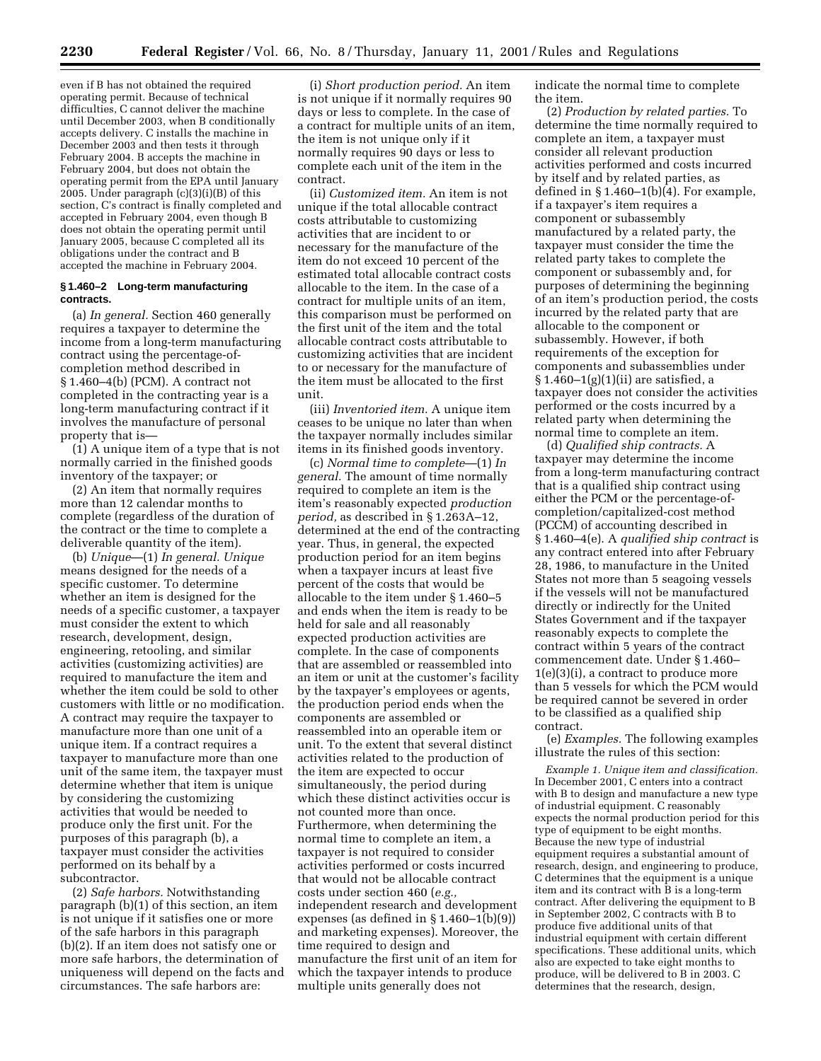even if B has not obtained the required operating permit. Because of technical difficulties, C cannot deliver the machine until December 2003, when B conditionally accepts delivery. C installs the machine in December 2003 and then tests it through February 2004. B accepts the machine in February 2004, but does not obtain the operating permit from the EPA until January 2005. Under paragraph (c)(3)(i)(B) of this section, C's contract is finally completed and accepted in February 2004, even though B does not obtain the operating permit until January 2005, because C completed all its obligations under the contract and B accepted the machine in February 2004.

### § 1.460–2 Long-term manufacturing contracts.

(a) *In general.* Section 460 generally requires a taxpayer to determine the income from a long-term manufacturing contract using the percentage-of-completion method described in § 1.460–4(b) (PCM). A contract not completed in the contracting year is a long-term manufacturing contract if it involves the manufacture of personal property that is—

(1) A unique item of a type that is not normally carried in the finished goods inventory of the taxpayer; or

(2) An item that normally requires more than 12 calendar months to complete (regardless of the duration of the contract or the time to complete a deliverable quantity of the item).

(b) *Unique*—(1) *In general. Unique* means designed for the needs of a specific customer. To determine whether an item is designed for the needs of a specific customer, a taxpayer must consider the extent to which research, development, design, engineering, retooling, and similar activities (customizing activities) are required to manufacture the item and whether the item could be sold to other customers with little or no modification. A contract may require the taxpayer to manufacture more than one unit of a unique item. If a contract requires a taxpayer to manufacture more than one unit of the same item, the taxpayer must determine whether that item is unique by considering the customizing activities that would be needed to produce only the first unit. For the purposes of this paragraph (b), a taxpayer must consider the activities performed on its behalf by a subcontractor.

(2) *Safe harbors.* Notwithstanding paragraph (b)(1) of this section, an item is not unique if it satisfies one or more of the safe harbors in this paragraph (b)(2). If an item does not satisfy one or more safe harbors, the determination of uniqueness will depend on the facts and circumstances. The safe harbors are:

(i) *Short production period.* An item is not unique if it normally requires 90 days or less to complete. In the case of a contract for multiple units of an item, the item is not unique only if it normally requires 90 days or less to complete each unit of the item in the contract.

(ii) *Customized item.* An item is not unique if the total allocable contract costs attributable to customizing activities that are incident to or necessary for the manufacture of the item do not exceed 10 percent of the estimated total allocable contract costs allocable to the item. In the case of a contract for multiple units of an item, this comparison must be performed on the first unit of the item and the total allocable contract costs attributable to customizing activities that are incident to or necessary for the manufacture of the item must be allocated to the first unit.

(iii) *Inventoried item.* A unique item ceases to be unique no later than when the taxpayer normally includes similar items in its finished goods inventory.

(c) *Normal time to complete*—(1) *In general.* The amount of time normally required to complete an item is the item's reasonably expected *production period,* as described in § 1.263A–12, determined at the end of the contracting year. Thus, in general, the expected production period for an item begins when a taxpayer incurs at least five percent of the costs that would be allocable to the item under § 1.460–5 and ends when the item is ready to be held for sale and all reasonably expected production activities are complete. In the case of components that are assembled or reassembled into an item or unit at the customer's facility by the taxpayer's employees or agents, the production period ends when the components are assembled or reassembled into an operable item or unit. To the extent that several distinct activities related to the production of the item are expected to occur simultaneously, the period during which these distinct activities occur is not counted more than once. Furthermore, when determining the normal time to complete an item, a taxpayer is not required to consider activities performed or costs incurred that would not be allocable contract costs under section 460 (*e.g.,* independent research and development expenses (as defined in § 1.460–1(b)(9)) and marketing expenses). Moreover, the time required to design and manufacture the first unit of an item for which the taxpayer intends to produce multiple units generally does not indicate the normal time to complete the item.

(2) *Production by related parties.* To determine the time normally required to complete an item, a taxpayer must consider all relevant production activities performed and costs incurred by itself and by related parties, as defined in § 1.460–1(b)(4). For example, if a taxpayer's item requires a component or subassembly manufactured by a related party, the taxpayer must consider the time the related party takes to complete the component or subassembly and, for purposes of determining the beginning of an item's production period, the costs incurred by the related party that are allocable to the component or subassembly. However, if both requirements of the exception for components and subassemblies under § 1.460–1(g)(1)(ii) are satisfied, a taxpayer does not consider the activities performed or the costs incurred by a related party when determining the normal time to complete an item.

(d) *Qualified ship contracts.* A taxpayer may determine the income from a long-term manufacturing contract that is a qualified ship contract using either the PCM or the percentage-of-completion/capitalized-cost method (PCCM) of accounting described in § 1.460–4(e). A *qualified ship contract* is any contract entered into after February 28, 1986, to manufacture in the United States not more than 5 seagoing vessels if the vessels will not be manufactured directly or indirectly for the United States Government and if the taxpayer reasonably expects to complete the contract within 5 years of the contract commencement date. Under § 1.460–1(e)(3)(i), a contract to produce more than 5 vessels for which the PCM would be required cannot be severed in order to be classified as a qualified ship contract.

(e) *Examples.* The following examples illustrate the rules of this section:

*Example 1. Unique item and classification.* In December 2001, C enters into a contract with B to design and manufacture a new type of industrial equipment. C reasonably expects the normal production period for this type of equipment to be eight months. Because the new type of industrial equipment requires a substantial amount of research, design, and engineering to produce, C determines that the equipment is a unique item and its contract with B is a long-term contract. After delivering the equipment to B in September 2002, C contracts with B to produce five additional units of that industrial equipment with certain different specifications. These additional units, which also are expected to take eight months to produce, will be delivered to B in 2003. C determines that the research, design,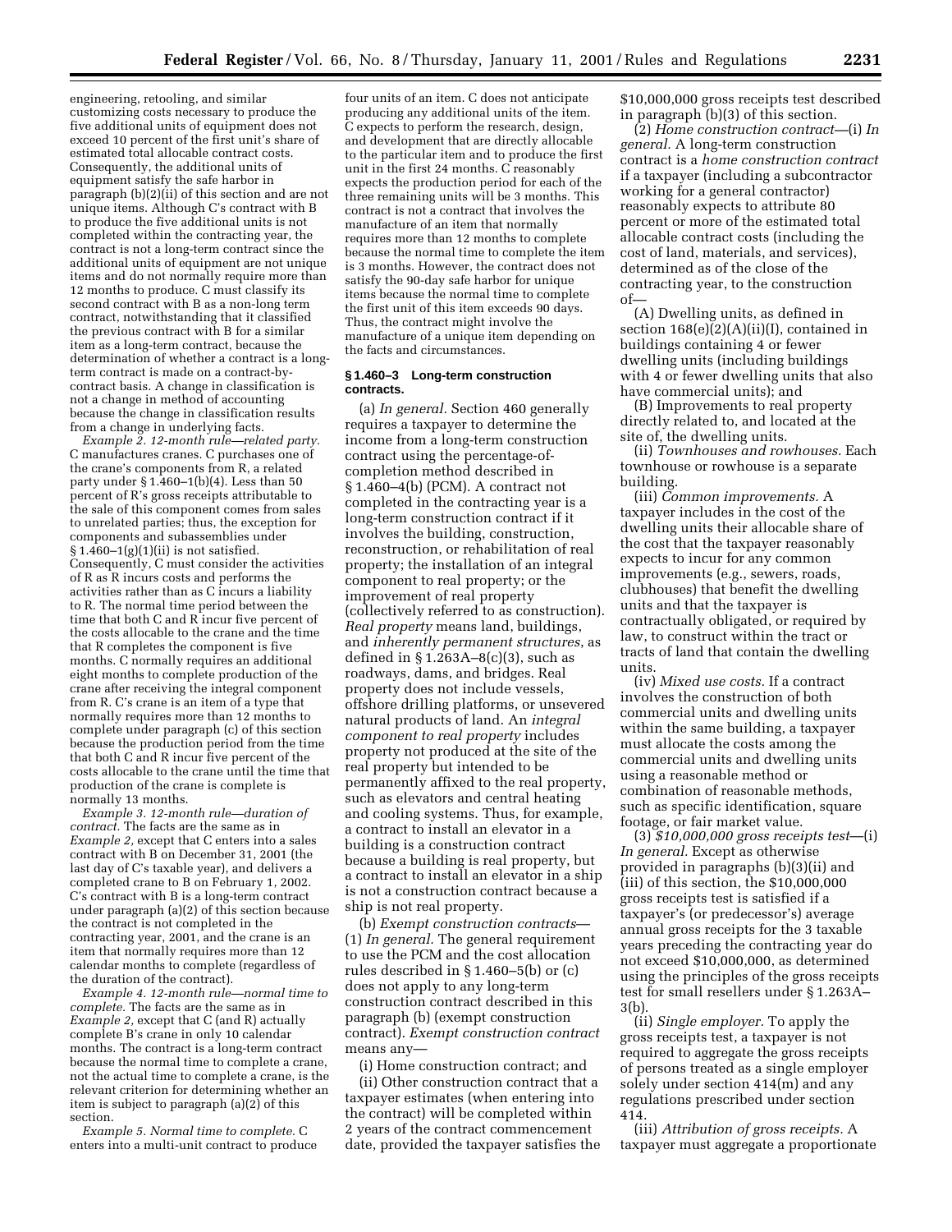engineering, retooling, and similar customizing costs necessary to produce the five additional units of equipment does not exceed 10 percent of the first unit's share of estimated total allocable contract costs. Consequently, the additional units of equipment satisfy the safe harbor in paragraph (b)(2)(ii) of this section and are not unique items. Although C's contract with B to produce the five additional units is not completed within the contracting year, the contract is not a long-term contract since the additional units of equipment are not unique items and do not normally require more than 12 months to produce. C must classify its second contract with B as a non-long term contract, notwithstanding that it classified the previous contract with B for a similar item as a long-term contract, because the determination of whether a contract is a long-term contract is made on a contract-by-contract basis. A change in classification is not a change in method of accounting because the change in classification results from a change in underlying facts.

*Example 2. 12-month rule—related party.* C manufactures cranes. C purchases one of the crane's components from R, a related party under § 1.460–1(b)(4). Less than 50 percent of R's gross receipts attributable to the sale of this component comes from sales to unrelated parties; thus, the exception for components and subassemblies under § 1.460–1(g)(1)(ii) is not satisfied. Consequently, C must consider the activities of R as R incurs costs and performs the activities rather than as C incurs a liability to R. The normal time period between the time that both C and R incur five percent of the costs allocable to the crane and the time that R completes the component is five months. C normally requires an additional eight months to complete production of the crane after receiving the integral component from R. C's crane is an item of a type that normally requires more than 12 months to complete under paragraph (c) of this section because the production period from the time that both C and R incur five percent of the costs allocable to the crane until the time that production of the crane is complete is normally 13 months.

*Example 3. 12-month rule—duration of contract.* The facts are the same as in *Example 2,* except that C enters into a sales contract with B on December 31, 2001 (the last day of C's taxable year), and delivers a completed crane to B on February 1, 2002. C's contract with B is a long-term contract under paragraph (a)(2) of this section because the contract is not completed in the contracting year, 2001, and the crane is an item that normally requires more than 12 calendar months to complete (regardless of the duration of the contract).

*Example 4. 12-month rule—normal time to complete.* The facts are the same as in *Example 2,* except that C (and R) actually complete B's crane in only 10 calendar months. The contract is a long-term contract because the normal time to complete a crane, not the actual time to complete a crane, is the relevant criterion for determining whether an item is subject to paragraph (a)(2) of this section.

*Example 5. Normal time to complete.* C enters into a multi-unit contract to produce four units of an item. C does not anticipate producing any additional units of the item. C expects to perform the research, design, and development that are directly allocable to the particular item and to produce the first unit in the first 24 months. C reasonably expects the production period for each of the three remaining units will be 3 months. This contract is not a contract that involves the manufacture of an item that normally requires more than 12 months to complete because the normal time to complete the item is 3 months. However, the contract does not satisfy the 90-day safe harbor for unique items because the normal time to complete the first unit of this item exceeds 90 days. Thus, the contract might involve the manufacture of a unique item depending on the facts and circumstances.

### § 1.460–3 Long-term construction contracts.

(a) *In general.* Section 460 generally requires a taxpayer to determine the income from a long-term construction contract using the percentage-of-completion method described in § 1.460–4(b) (PCM). A contract not completed in the contracting year is a long-term construction contract if it involves the building, construction, reconstruction, or rehabilitation of real property; the installation of an integral component to real property; or the improvement of real property (collectively referred to as construction). *Real property* means land, buildings, and *inherently permanent structures*, as defined in § 1.263A–8(c)(3), such as roadways, dams, and bridges. Real property does not include vessels, offshore drilling platforms, or unsevered natural products of land. An *integral component to real property* includes property not produced at the site of the real property but intended to be permanently affixed to the real property, such as elevators and central heating and cooling systems. Thus, for example, a contract to install an elevator in a building is a construction contract because a building is real property, but a contract to install an elevator in a ship is not a construction contract because a ship is not real property.

(b) *Exempt construction contracts*—(1) *In general.* The general requirement to use the PCM and the cost allocation rules described in § 1.460–5(b) or (c) does not apply to any long-term construction contract described in this paragraph (b) (exempt construction contract). *Exempt construction contract* means any—

(i) Home construction contract; and

(ii) Other construction contract that a taxpayer estimates (when entering into the contract) will be completed within 2 years of the contract commencement date, provided the taxpayer satisfies the $10,000,000 gross receipts test described in paragraph (b)(3) of this section.

(2) *Home construction contract*—(i) *In general.* A long-term construction contract is a *home construction contract* if a taxpayer (including a subcontractor working for a general contractor) reasonably expects to attribute 80 percent or more of the estimated total allocable contract costs (including the cost of land, materials, and services), determined as of the close of the contracting year, to the construction of—

(A) Dwelling units, as defined in section 168(e)(2)(A)(ii)(I), contained in buildings containing 4 or fewer dwelling units (including buildings with 4 or fewer dwelling units that also have commercial units); and

(B) Improvements to real property directly related to, and located at the site of, the dwelling units.

(ii) *Townhouses and rowhouses.* Each townhouse or rowhouse is a separate building.

(iii) *Common improvements.* A taxpayer includes in the cost of the dwelling units their allocable share of the cost that the taxpayer reasonably expects to incur for any common improvements (e.g., sewers, roads, clubhouses) that benefit the dwelling units and that the taxpayer is contractually obligated, or required by law, to construct within the tract or tracts of land that contain the dwelling units.

(iv) *Mixed use costs.* If a contract involves the construction of both commercial units and dwelling units within the same building, a taxpayer must allocate the costs among the commercial units and dwelling units using a reasonable method or combination of reasonable methods, such as specific identification, square footage, or fair market value.

(3) *$10,000,000 gross receipts test*—(i) *In general.* Except as otherwise provided in paragraphs (b)(3)(ii) and (iii) of this section, the $10,000,000 gross receipts test is satisfied if a taxpayer's (or predecessor's) average annual gross receipts for the 3 taxable years preceding the contracting year do not exceed $10,000,000, as determined using the principles of the gross receipts test for small resellers under § 1.263A–3(b).

(ii) *Single employer.* To apply the gross receipts test, a taxpayer is not required to aggregate the gross receipts of persons treated as a single employer solely under section 414(m) and any regulations prescribed under section 414.

(iii) *Attribution of gross receipts.* A taxpayer must aggregate a proportionate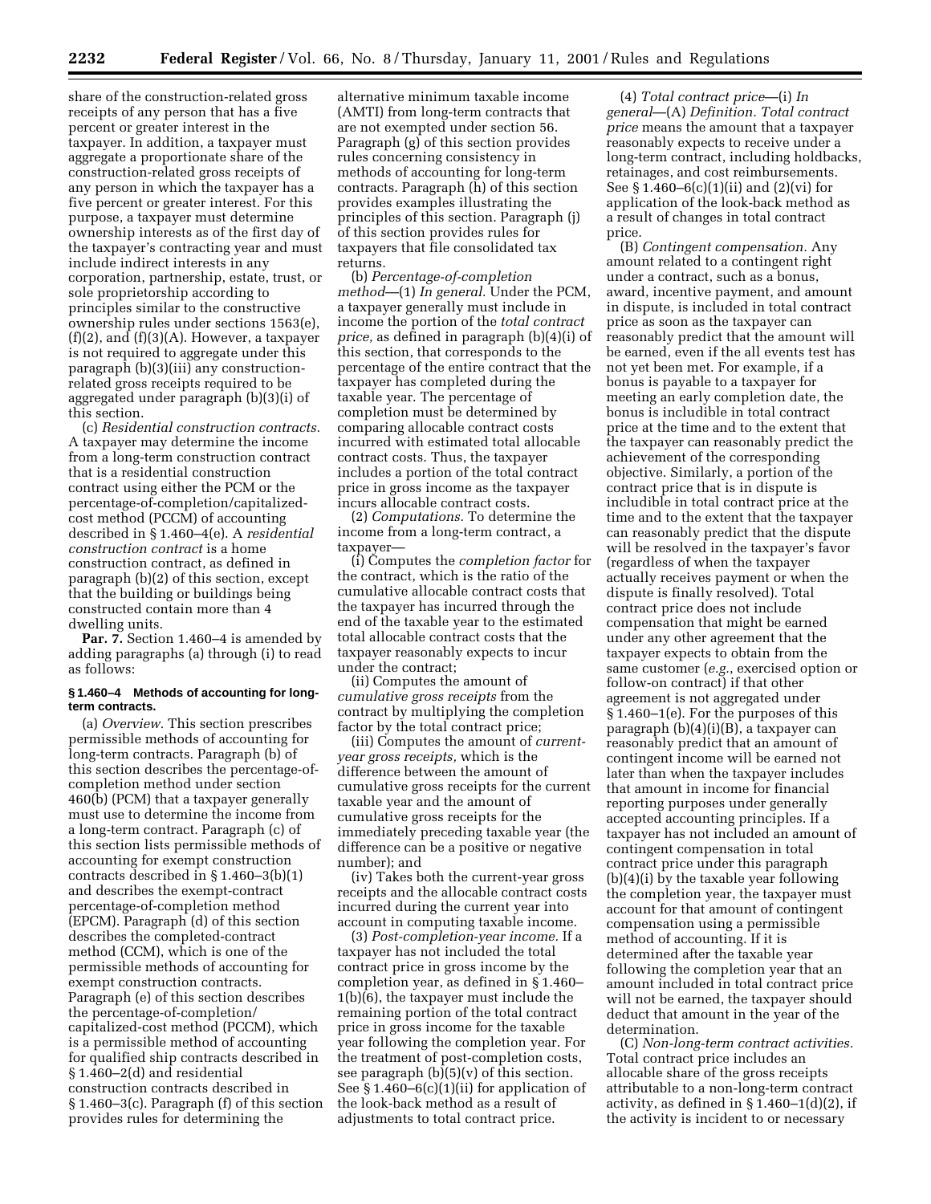share of the construction-related gross receipts of any person that has a five percent or greater interest in the taxpayer. In addition, a taxpayer must aggregate a proportionate share of the construction-related gross receipts of any person in which the taxpayer has a five percent or greater interest. For this purpose, a taxpayer must determine ownership interests as of the first day of the taxpayer's contracting year and must include indirect interests in any corporation, partnership, estate, trust, or sole proprietorship according to principles similar to the constructive ownership rules under sections 1563(e), (f)(2), and (f)(3)(A). However, a taxpayer is not required to aggregate under this paragraph (b)(3)(iii) any construction-related gross receipts required to be aggregated under paragraph (b)(3)(i) of this section.

(c) *Residential construction contracts.* A taxpayer may determine the income from a long-term construction contract that is a residential construction contract using either the PCM or the percentage-of-completion/capitalized-cost method (PCCM) of accounting described in § 1.460–4(e). A *residential construction contract* is a home construction contract, as defined in paragraph (b)(2) of this section, except that the building or buildings being constructed contain more than 4 dwelling units.

**Par. 7.** Section 1.460–4 is amended by adding paragraphs (a) through (i) to read as follows:

#### § 1.460–4 Methods of accounting for long-term contracts.

(a) *Overview.* This section prescribes permissible methods of accounting for long-term contracts. Paragraph (b) of this section describes the percentage-of-completion method under section 460(b) (PCM) that a taxpayer generally must use to determine the income from a long-term contract. Paragraph (c) of this section lists permissible methods of accounting for exempt construction contracts described in § 1.460–3(b)(1) and describes the exempt-contract percentage-of-completion method (EPCM). Paragraph (d) of this section describes the completed-contract method (CCM), which is one of the permissible methods of accounting for exempt construction contracts. Paragraph (e) of this section describes the percentage-of-completion/capitalized-cost method (PCCM), which is a permissible method of accounting for qualified ship contracts described in § 1.460–2(d) and residential construction contracts described in § 1.460–3(c). Paragraph (f) of this section provides rules for determining the alternative minimum taxable income (AMTI) from long-term contracts that are not exempted under section 56. Paragraph (g) of this section provides rules concerning consistency in methods of accounting for long-term contracts. Paragraph (h) of this section provides examples illustrating the principles of this section. Paragraph (j) of this section provides rules for taxpayers that file consolidated tax returns.

(b) *Percentage-of-completion method*—(1) *In general.* Under the PCM, a taxpayer generally must include in income the portion of the *total contract price,* as defined in paragraph (b)(4)(i) of this section, that corresponds to the percentage of the entire contract that the taxpayer has completed during the taxable year. The percentage of completion must be determined by comparing allocable contract costs incurred with estimated total allocable contract costs. Thus, the taxpayer includes a portion of the total contract price in gross income as the taxpayer incurs allocable contract costs.

(2) *Computations.* To determine the income from a long-term contract, a taxpayer—

(i) Computes the *completion factor* for the contract, which is the ratio of the cumulative allocable contract costs that the taxpayer has incurred through the end of the taxable year to the estimated total allocable contract costs that the taxpayer reasonably expects to incur under the contract;

(ii) Computes the amount of *cumulative gross receipts* from the contract by multiplying the completion factor by the total contract price;

(iii) Computes the amount of *current-year gross receipts,* which is the difference between the amount of cumulative gross receipts for the current taxable year and the amount of cumulative gross receipts for the immediately preceding taxable year (the difference can be a positive or negative number); and

(iv) Takes both the current-year gross receipts and the allocable contract costs incurred during the current year into account in computing taxable income.

(3) *Post-completion-year income.* If a taxpayer has not included the total contract price in gross income by the completion year, as defined in § 1.460–1(b)(6), the taxpayer must include the remaining portion of the total contract price in gross income for the taxable year following the completion year. For the treatment of post-completion costs, see paragraph (b)(5)(v) of this section. See § 1.460–6(c)(1)(ii) for application of the look-back method as a result of adjustments to total contract price.

(4) *Total contract price*—(i) *In general*—(A) *Definition. Total contract price* means the amount that a taxpayer reasonably expects to receive under a long-term contract, including holdbacks, retainages, and cost reimbursements. See § 1.460–6(c)(1)(ii) and (2)(vi) for application of the look-back method as a result of changes in total contract price.

(B) *Contingent compensation.* Any amount related to a contingent right under a contract, such as a bonus, award, incentive payment, and amount in dispute, is included in total contract price as soon as the taxpayer can reasonably predict that the amount will be earned, even if the all events test has not yet been met. For example, if a bonus is payable to a taxpayer for meeting an early completion date, the bonus is includible in total contract price at the time and to the extent that the taxpayer can reasonably predict the achievement of the corresponding objective. Similarly, a portion of the contract price that is in dispute is includible in total contract price at the time and to the extent that the taxpayer can reasonably predict that the dispute will be resolved in the taxpayer's favor (regardless of when the taxpayer actually receives payment or when the dispute is finally resolved). Total contract price does not include compensation that might be earned under any other agreement that the taxpayer expects to obtain from the same customer (*e.g.*, exercised option or follow-on contract) if that other agreement is not aggregated under § 1.460–1(e). For the purposes of this paragraph (b)(4)(i)(B), a taxpayer can reasonably predict that an amount of contingent income will be earned not later than when the taxpayer includes that amount in income for financial reporting purposes under generally accepted accounting principles. If a taxpayer has not included an amount of contingent compensation in total contract price under this paragraph (b)(4)(i) by the taxable year following the completion year, the taxpayer must account for that amount of contingent compensation using a permissible method of accounting. If it is determined after the taxable year following the completion year that an amount included in total contract price will not be earned, the taxpayer should deduct that amount in the year of the determination.

(C) *Non-long-term contract activities.* Total contract price includes an allocable share of the gross receipts attributable to a non-long-term contract activity, as defined in § 1.460–1(d)(2), if the activity is incident to or necessary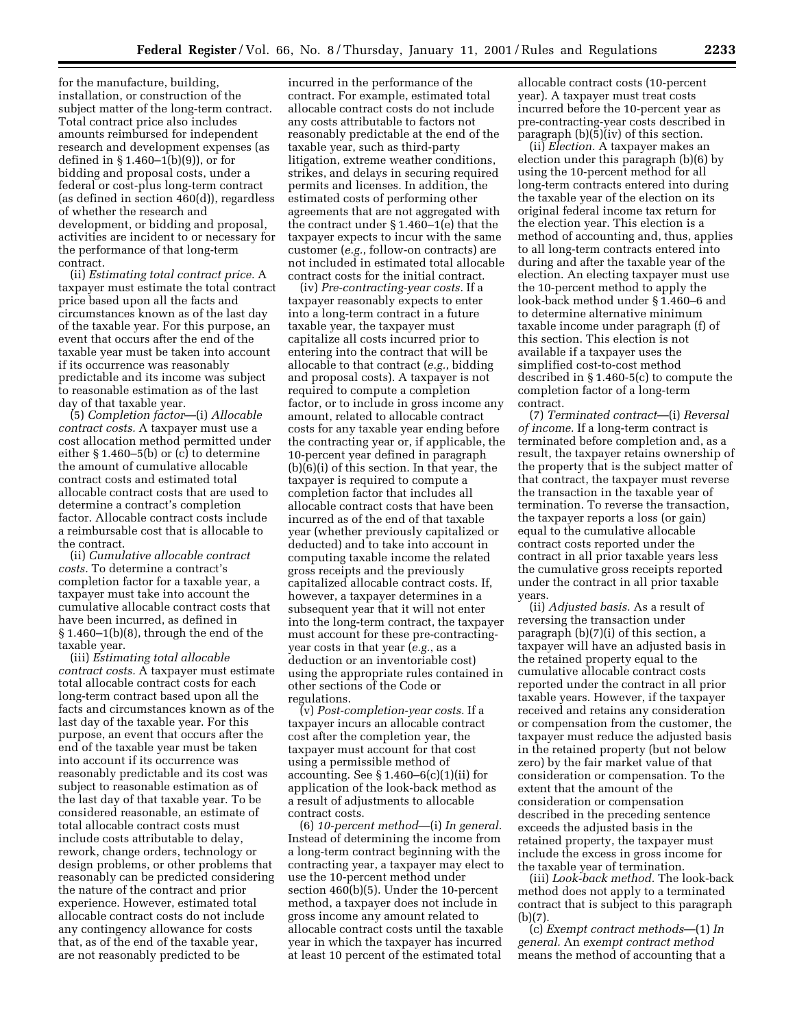for the manufacture, building, installation, or construction of the subject matter of the long-term contract. Total contract price also includes amounts reimbursed for independent research and development expenses (as defined in § 1.460–1(b)(9)), or for bidding and proposal costs, under a federal or cost-plus long-term contract (as defined in section 460(d)), regardless of whether the research and development, or bidding and proposal, activities are incident to or necessary for the performance of that long-term contract.

(ii) *Estimating total contract price.* A taxpayer must estimate the total contract price based upon all the facts and circumstances known as of the last day of the taxable year. For this purpose, an event that occurs after the end of the taxable year must be taken into account if its occurrence was reasonably predictable and its income was subject to reasonable estimation as of the last day of that taxable year.

(5) *Completion factor*—(i) *Allocable contract costs.* A taxpayer must use a cost allocation method permitted under either § 1.460–5(b) or (c) to determine the amount of cumulative allocable contract costs and estimated total allocable contract costs that are used to determine a contract's completion factor. Allocable contract costs include a reimbursable cost that is allocable to the contract.

(ii) *Cumulative allocable contract costs.* To determine a contract's completion factor for a taxable year, a taxpayer must take into account the cumulative allocable contract costs that have been incurred, as defined in § 1.460–1(b)(8), through the end of the taxable year.

(iii) *Estimating total allocable contract costs.* A taxpayer must estimate total allocable contract costs for each long-term contract based upon all the facts and circumstances known as of the last day of the taxable year. For this purpose, an event that occurs after the end of the taxable year must be taken into account if its occurrence was reasonably predictable and its cost was subject to reasonable estimation as of the last day of that taxable year. To be considered reasonable, an estimate of total allocable contract costs must include costs attributable to delay, rework, change orders, technology or design problems, or other problems that reasonably can be predicted considering the nature of the contract and prior experience. However, estimated total allocable contract costs do not include any contingency allowance for costs that, as of the end of the taxable year, are not reasonably predicted to be incurred in the performance of the contract. For example, estimated total allocable contract costs do not include any costs attributable to factors not reasonably predictable at the end of the taxable year, such as third-party litigation, extreme weather conditions, strikes, and delays in securing required permits and licenses. In addition, the estimated costs of performing other agreements that are not aggregated with the contract under § 1.460–1(e) that the taxpayer expects to incur with the same customer (*e.g.*, follow-on contracts) are not included in estimated total allocable contract costs for the initial contract.

(iv) *Pre-contracting-year costs.* If a taxpayer reasonably expects to enter into a long-term contract in a future taxable year, the taxpayer must capitalize all costs incurred prior to entering into the contract that will be allocable to that contract (*e.g.*, bidding and proposal costs). A taxpayer is not required to compute a completion factor, or to include in gross income any amount, related to allocable contract costs for any taxable year ending before the contracting year or, if applicable, the 10-percent year defined in paragraph (b)(6)(i) of this section. In that year, the taxpayer is required to compute a completion factor that includes all allocable contract costs that have been incurred as of the end of that taxable year (whether previously capitalized or deducted) and to take into account in computing taxable income the related gross receipts and the previously capitalized allocable contract costs. If, however, a taxpayer determines in a subsequent year that it will not enter into the long-term contract, the taxpayer must account for these pre-contracting-year costs in that year (*e.g.*, as a deduction or an inventoriable cost) using the appropriate rules contained in other sections of the Code or regulations.

(v) *Post-completion-year costs.* If a taxpayer incurs an allocable contract cost after the completion year, the taxpayer must account for that cost using a permissible method of accounting. See § 1.460–6(c)(1)(ii) for application of the look-back method as a result of adjustments to allocable contract costs.

(6) *10-percent method*—(i) *In general.* Instead of determining the income from a long-term contract beginning with the contracting year, a taxpayer may elect to use the 10-percent method under section 460(b)(5). Under the 10-percent method, a taxpayer does not include in gross income any amount related to allocable contract costs until the taxable year in which the taxpayer has incurred at least 10 percent of the estimated total allocable contract costs (10-percent year). A taxpayer must treat costs incurred before the 10-percent year as pre-contracting-year costs described in paragraph (b)(5)(iv) of this section.

(ii) *Election.* A taxpayer makes an election under this paragraph (b)(6) by using the 10-percent method for all long-term contracts entered into during the taxable year of the election on its original federal income tax return for the election year. This election is a method of accounting and, thus, applies to all long-term contracts entered into during and after the taxable year of the election. An electing taxpayer must use the 10-percent method to apply the look-back method under § 1.460–6 and to determine alternative minimum taxable income under paragraph (f) of this section. This election is not available if a taxpayer uses the simplified cost-to-cost method described in § 1.460-5(c) to compute the completion factor of a long-term contract.

(7) *Terminated contract*—(i) *Reversal of income.* If a long-term contract is terminated before completion and, as a result, the taxpayer retains ownership of the property that is the subject matter of that contract, the taxpayer must reverse the transaction in the taxable year of termination. To reverse the transaction, the taxpayer reports a loss (or gain) equal to the cumulative allocable contract costs reported under the contract in all prior taxable years less the cumulative gross receipts reported under the contract in all prior taxable years.

(ii) *Adjusted basis.* As a result of reversing the transaction under paragraph (b)(7)(i) of this section, a taxpayer will have an adjusted basis in the retained property equal to the cumulative allocable contract costs reported under the contract in all prior taxable years. However, if the taxpayer received and retains any consideration or compensation from the customer, the taxpayer must reduce the adjusted basis in the retained property (but not below zero) by the fair market value of that consideration or compensation. To the extent that the amount of the consideration or compensation described in the preceding sentence exceeds the adjusted basis in the retained property, the taxpayer must include the excess in gross income for the taxable year of termination.

(iii) *Look-back method.* The look-back method does not apply to a terminated contract that is subject to this paragraph (b)(7).

(c) *Exempt contract methods*—(1) *In general.* An *exempt contract method* means the method of accounting that a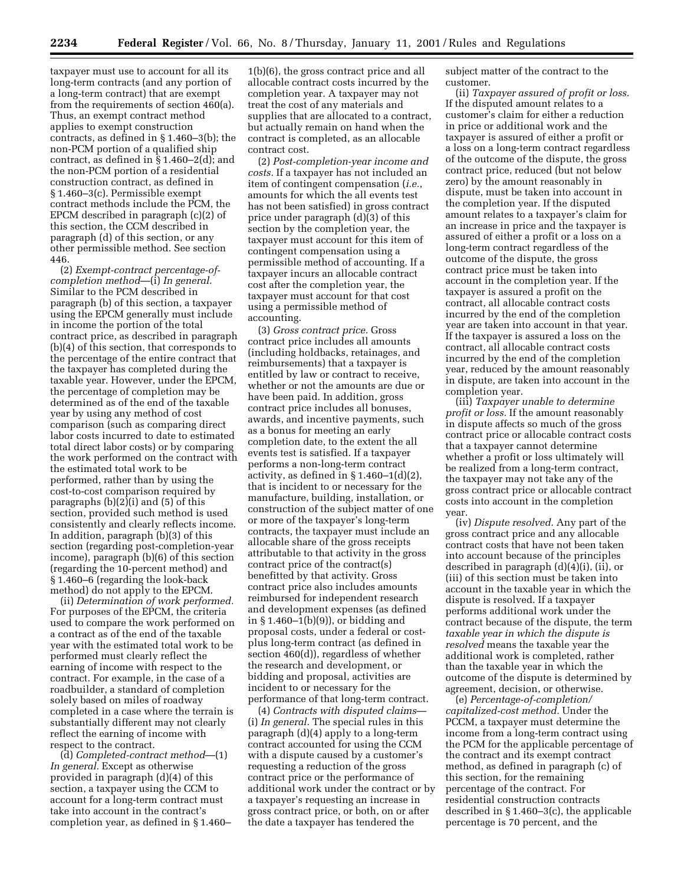taxpayer must use to account for all its long-term contracts (and any portion of a long-term contract) that are exempt from the requirements of section 460(a). Thus, an exempt contract method applies to exempt construction contracts, as defined in § 1.460–3(b); the non-PCM portion of a qualified ship contract, as defined in § 1.460–2(d); and the non-PCM portion of a residential construction contract, as defined in § 1.460–3(c). Permissible exempt contract methods include the PCM, the EPCM described in paragraph (c)(2) of this section, the CCM described in paragraph (d) of this section, or any other permissible method. See section 446.

(2) *Exempt-contract percentage-of-completion method*—(i) *In general.* Similar to the PCM described in paragraph (b) of this section, a taxpayer using the EPCM generally must include in income the portion of the total contract price, as described in paragraph (b)(4) of this section, that corresponds to the percentage of the entire contract that the taxpayer has completed during the taxable year. However, under the EPCM, the percentage of completion may be determined as of the end of the taxable year by using any method of cost comparison (such as comparing direct labor costs incurred to date to estimated total direct labor costs) or by comparing the work performed on the contract with the estimated total work to be performed, rather than by using the cost-to-cost comparison required by paragraphs (b)(2)(i) and (5) of this section, provided such method is used consistently and clearly reflects income. In addition, paragraph (b)(3) of this section (regarding post-completion-year income), paragraph (b)(6) of this section (regarding the 10-percent method) and § 1.460–6 (regarding the look-back method) do not apply to the EPCM.

(ii) *Determination of work performed.* For purposes of the EPCM, the criteria used to compare the work performed on a contract as of the end of the taxable year with the estimated total work to be performed must clearly reflect the earning of income with respect to the contract. For example, in the case of a roadbuilder, a standard of completion solely based on miles of roadway completed in a case where the terrain is substantially different may not clearly reflect the earning of income with respect to the contract.

(d) *Completed-contract method*—(1) *In general.* Except as otherwise provided in paragraph (d)(4) of this section, a taxpayer using the CCM to account for a long-term contract must take into account in the contract's completion year, as defined in § 1.460–1(b)(6), the gross contract price and all allocable contract costs incurred by the completion year. A taxpayer may not treat the cost of any materials and supplies that are allocated to a contract, but actually remain on hand when the contract is completed, as an allocable contract cost.

(2) *Post-completion-year income and costs.* If a taxpayer has not included an item of contingent compensation (*i.e.*, amounts for which the all events test has not been satisfied) in gross contract price under paragraph (d)(3) of this section by the completion year, the taxpayer must account for this item of contingent compensation using a permissible method of accounting. If a taxpayer incurs an allocable contract cost after the completion year, the taxpayer must account for that cost using a permissible method of accounting.

(3) *Gross contract price.* Gross contract price includes all amounts (including holdbacks, retainages, and reimbursements) that a taxpayer is entitled by law or contract to receive, whether or not the amounts are due or have been paid. In addition, gross contract price includes all bonuses, awards, and incentive payments, such as a bonus for meeting an early completion date, to the extent the all events test is satisfied. If a taxpayer performs a non-long-term contract activity, as defined in § 1.460–1(d)(2), that is incident to or necessary for the manufacture, building, installation, or construction of the subject matter of one or more of the taxpayer's long-term contracts, the taxpayer must include an allocable share of the gross receipts attributable to that activity in the gross contract price of the contract(s) benefitted by that activity. Gross contract price also includes amounts reimbursed for independent research and development expenses (as defined in § 1.460–1(b)(9)), or bidding and proposal costs, under a federal or cost-plus long-term contract (as defined in section 460(d)), regardless of whether the research and development, or bidding and proposal, activities are incident to or necessary for the performance of that long-term contract.

(4) *Contracts with disputed claims*—(i) *In general.* The special rules in this paragraph (d)(4) apply to a long-term contract accounted for using the CCM with a dispute caused by a customer's requesting a reduction of the gross contract price or the performance of additional work under the contract or by a taxpayer's requesting an increase in gross contract price, or both, on or after the date a taxpayer has tendered the subject matter of the contract to the customer.

(ii) *Taxpayer assured of profit or loss.* If the disputed amount relates to a customer's claim for either a reduction in price or additional work and the taxpayer is assured of either a profit or a loss on a long-term contract regardless of the outcome of the dispute, the gross contract price, reduced (but not below zero) by the amount reasonably in dispute, must be taken into account in the completion year. If the disputed amount relates to a taxpayer's claim for an increase in price and the taxpayer is assured of either a profit or a loss on a long-term contract regardless of the outcome of the dispute, the gross contract price must be taken into account in the completion year. If the taxpayer is assured a profit on the contract, all allocable contract costs incurred by the end of the completion year are taken into account in that year. If the taxpayer is assured a loss on the contract, all allocable contract costs incurred by the end of the completion year, reduced by the amount reasonably in dispute, are taken into account in the completion year.

(iii) *Taxpayer unable to determine profit or loss.* If the amount reasonably in dispute affects so much of the gross contract price or allocable contract costs that a taxpayer cannot determine whether a profit or loss ultimately will be realized from a long-term contract, the taxpayer may not take any of the gross contract price or allocable contract costs into account in the completion year.

(iv) *Dispute resolved.* Any part of the gross contract price and any allocable contract costs that have not been taken into account because of the principles described in paragraph (d)(4)(i), (ii), or (iii) of this section must be taken into account in the taxable year in which the dispute is resolved. If a taxpayer performs additional work under the contract because of the dispute, the term *taxable year in which the dispute is resolved* means the taxable year the additional work is completed, rather than the taxable year in which the outcome of the dispute is determined by agreement, decision, or otherwise.

(e) *Percentage-of-completion/capitalized-cost method.* Under the PCCM, a taxpayer must determine the income from a long-term contract using the PCM for the applicable percentage of the contract and its exempt contract method, as defined in paragraph (c) of this section, for the remaining percentage of the contract. For residential construction contracts described in § 1.460–3(c), the applicable percentage is 70 percent, and the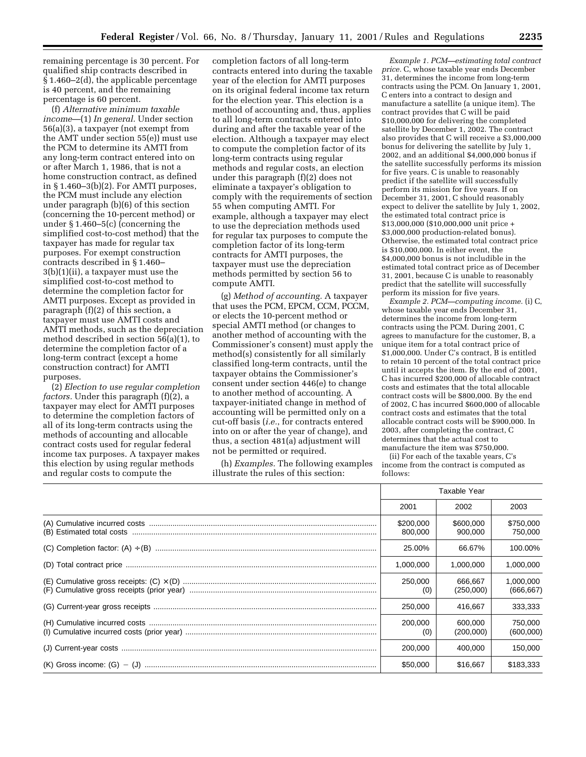remaining percentage is 30 percent. For qualified ship contracts described in § 1.460–2(d), the applicable percentage is 40 percent, and the remaining percentage is 60 percent.

(f) *Alternative minimum taxable income*—(1) *In general.* Under section 56(a)(3), a taxpayer (not exempt from the AMT under section 55(e)) must use the PCM to determine its AMTI from any long-term contract entered into on or after March 1, 1986, that is not a home construction contract, as defined in § 1.460–3(b)(2). For AMTI purposes, the PCM must include any election under paragraph (b)(6) of this section (concerning the 10-percent method) or under § 1.460–5(c) (concerning the simplified cost-to-cost method) that the taxpayer has made for regular tax purposes. For exempt construction contracts described in § 1.460–3(b)(1)(ii), a taxpayer must use the simplified cost-to-cost method to determine the completion factor for AMTI purposes. Except as provided in paragraph (f)(2) of this section, a taxpayer must use AMTI costs and AMTI methods, such as the depreciation method described in section 56(a)(1), to determine the completion factor of a long-term contract (except a home construction contract) for AMTI purposes.

(2) *Election to use regular completion factors.* Under this paragraph (f)(2), a taxpayer may elect for AMTI purposes to determine the completion factors of all of its long-term contracts using the methods of accounting and allocable contract costs used for regular federal income tax purposes. A taxpayer makes this election by using regular methods and regular costs to compute the completion factors of all long-term contracts entered into during the taxable year of the election for AMTI purposes on its original federal income tax return for the election year. This election is a method of accounting and, thus, applies to all long-term contracts entered into during and after the taxable year of the election. Although a taxpayer may elect to compute the completion factor of its long-term contracts using regular methods and regular costs, an election under this paragraph (f)(2) does not eliminate a taxpayer's obligation to comply with the requirements of section 55 when computing AMTI. For example, although a taxpayer may elect to use the depreciation methods used for regular tax purposes to compute the completion factor of its long-term contracts for AMTI purposes, the taxpayer must use the depreciation methods permitted by section 56 to compute AMTI.

(g) *Method of accounting.* A taxpayer that uses the PCM, EPCM, CCM, PCCM, or elects the 10-percent method or special AMTI method (or changes to another method of accounting with the Commissioner's consent) must apply the method(s) consistently for all similarly classified long-term contracts, until the taxpayer obtains the Commissioner's consent under section 446(e) to change to another method of accounting. A taxpayer-initiated change in method of accounting will be permitted only on a cut-off basis (*i.e.,* for contracts entered into on or after the year of change), and thus, a section 481(a) adjustment will not be permitted or required.

(h) *Examples.* The following examples illustrate the rules of this section:

*Example 1. PCM—estimating total contract price.* C, whose taxable year ends December 31, determines the income from long-term contracts using the PCM. On January 1, 2001, C enters into a contract to design and manufacture a satellite (a unique item). The contract provides that C will be paid $10,000,000 for delivering the completed satellite by December 1, 2002. The contract also provides that C will receive a $3,000,000 bonus for delivering the satellite by July 1, 2002, and an additional $4,000,000 bonus if the satellite successfully performs its mission for five years. C is unable to reasonably predict if the satellite will successfully perform its mission for five years. If on December 31, 2001, C should reasonably expect to deliver the satellite by July 1, 2002, the estimated total contract price is $13,000,000 ($10,000,000 unit price + $3,000,000 production-related bonus). Otherwise, the estimated total contract price is $10,000,000. In either event, the $4,000,000 bonus is not includible in the estimated total contract price as of December 31, 2001, because C is unable to reasonably predict that the satellite will successfully perform its mission for five years.

*Example 2. PCM—computing income.* (i) C, whose taxable year ends December 31, determines the income from long-term contracts using the PCM. During 2001, C agrees to manufacture for the customer, B, a unique item for a total contract price of $1,000,000. Under C's contract, B is entitled to retain 10 percent of the total contract price until it accepts the item. By the end of 2001, C has incurred $200,000 of allocable contract costs and estimates that the total allocable contract costs will be $800,000. By the end of 2002, C has incurred $600,000 of allocable contract costs and estimates that the total allocable contract costs will be $900,000. In 2003, after completing the contract, C determines that the actual cost to manufacture the item was $750,000.

(ii) For each of the taxable years, C's income from the contract is computed as follows:

| | Taxable Year | | |
|---|---|---|---|
| | 2001 | 2002 | 2003 |
| (A) Cumulative incurred costs | $200,000 | $600,000 | $750,000 |
| (B) Estimated total costs | 800,000 | 900,000 | 750,000 |
| (C) Completion factor: (A) ÷ (B) | 25.00% | 66.67% | 100.00% |
| (D) Total contract price | 1,000,000 | 1,000,000 | 1,000,000 |
| (E) Cumulative gross receipts: (C) × (D) | 250,000 | 666,667 | 1,000,000 |
| (F) Cumulative gross receipts (prior year) | (0) | (250,000) | (666,667) |
| (G) Current-year gross receipts | 250,000 | 416,667 | 333,333 |
| (H) Cumulative incurred costs | 200,000 | 600,000 | 750,000 |
| (I) Cumulative incurred costs (prior year) | (0) | (200,000) | (600,000) |
| (J) Current-year costs | 200,000 | 400,000 | 150,000 |
| (K) Gross income: (G) − (J) | $50,000 | $16,667 | $183,333 |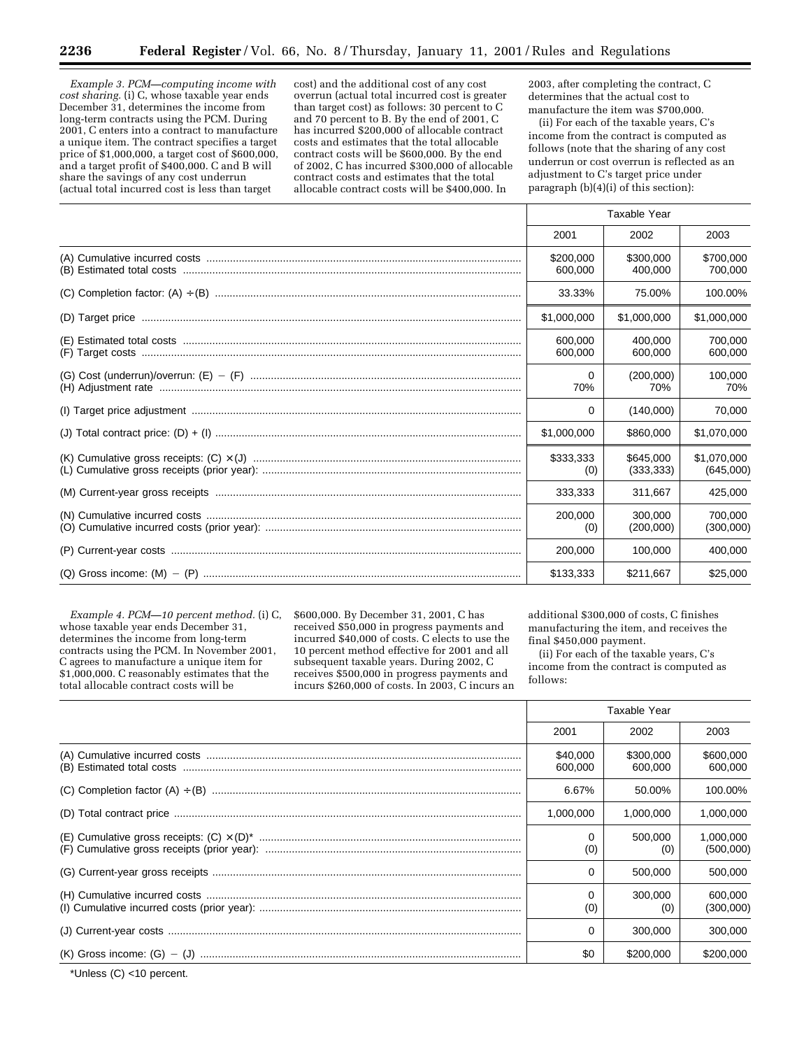*Example 3. PCM—computing income with cost sharing.* (i) C, whose taxable year ends December 31, determines the income from long-term contracts using the PCM. During 2001, C enters into a contract to manufacture a unique item. The contract specifies a target price of $1,000,000, a target cost of $600,000, and a target profit of $400,000. C and B will share the savings of any cost underrun (actual total incurred cost is less than target cost) and the additional cost of any cost overrun (actual total incurred cost is greater than target cost) as follows: 30 percent to C and 70 percent to B. By the end of 2001, C has incurred $200,000 of allocable contract costs and estimates that the total allocable contract costs will be $600,000. By the end of 2002, C has incurred $300,000 of allocable contract costs and estimates that the total allocable contract costs will be $400,000. In 2003, after completing the contract, C determines that the actual cost to manufacture the item was $700,000.

(ii) For each of the taxable years, C's income from the contract is computed as follows (note that the sharing of any cost underrun or cost overrun is reflected as an adjustment to C's target price under paragraph (b)(4)(i) of this section):

| | Taxable Year | | |
|---|---|---|---|
| | 2001 | 2002 | 2003 |
| (A) Cumulative incurred costs | $200,000 | $300,000 | $700,000 |
| (B) Estimated total costs | 600,000 | 400,000 | 700,000 |
| (C) Completion factor: (A) ÷ (B) | 33.33% | 75.00% | 100.00% |
| (D) Target price | $1,000,000 | $1,000,000 | $1,000,000 |
| (E) Estimated total costs | 600,000 | 400,000 | 700,000 |
| (F) Target costs | 600,000 | 600,000 | 600,000 |
| (G) Cost (underrun)/overrun: (E) − (F) | 0 | (200,000) | 100,000 |
| (H) Adjustment rate | 70% | 70% | 70% |
| (I) Target price adjustment | 0 | (140,000) | 70,000 |
| (J) Total contract price: (D) + (I) | $1,000,000 | $860,000 | $1,070,000 |
| (K) Cumulative gross receipts: (C) × (J) | $333,333 | $645,000 | $1,070,000 |
| (L) Cumulative gross receipts (prior year): | (0) | (333,333) | (645,000) |
| (M) Current-year gross receipts | 333,333 | 311,667 | 425,000 |
| (N) Cumulative incurred costs | 200,000 | 300,000 | 700,000 |
| (O) Cumulative incurred costs (prior year): | (0) | (200,000) | (300,000) |
| (P) Current-year costs | 200,000 | 100,000 | 400,000 |
| (Q) Gross income: (M) − (P) | $133,333 | $211,667 | $25,000 |

*Example 4. PCM—10 percent method.* (i) C, whose taxable year ends December 31, determines the income from long-term contracts using the PCM. In November 2001, C agrees to manufacture a unique item for $1,000,000. C reasonably estimates that the total allocable contract costs will be $600,000. By December 31, 2001, C has received $50,000 in progress payments and incurred $40,000 of costs. C elects to use the 10 percent method effective for 2001 and all subsequent taxable years. During 2002, C receives $500,000 in progress payments and incurs $260,000 of costs. In 2003, C incurs an additional $300,000 of costs, C finishes manufacturing the item, and receives the final $450,000 payment.

(ii) For each of the taxable years, C's income from the contract is computed as follows:

| | Taxable Year | | |
|---|---|---|---|
| | 2001 | 2002 | 2003 |
| (A) Cumulative incurred costs | $40,000 | $300,000 | $600,000 |
| (B) Estimated total costs | 600,000 | 600,000 | 600,000 |
| (C) Completion factor (A) ÷ (B) | 6.67% | 50.00% | 100.00% |
| (D) Total contract price | 1,000,000 | 1,000,000 | 1,000,000 |
| (E) Cumulative gross receipts: (C) × (D)* | 0 | 500,000 | 1,000,000 |
| (F) Cumulative gross receipts (prior year): | (0) | (0) | (500,000) |
| (G) Current-year gross receipts | 0 | 500,000 | 500,000 |
| (H) Cumulative incurred costs | 0 | 300,000 | 600,000 |
| (I) Cumulative incurred costs (prior year): | (0) | (0) | (300,000) |
| (J) Current-year costs | 0 | 300,000 | 300,000 |
| (K) Gross income: (G) − (J) | $0 | $200,000 | $200,000 |

*Unless (C) <10 percent.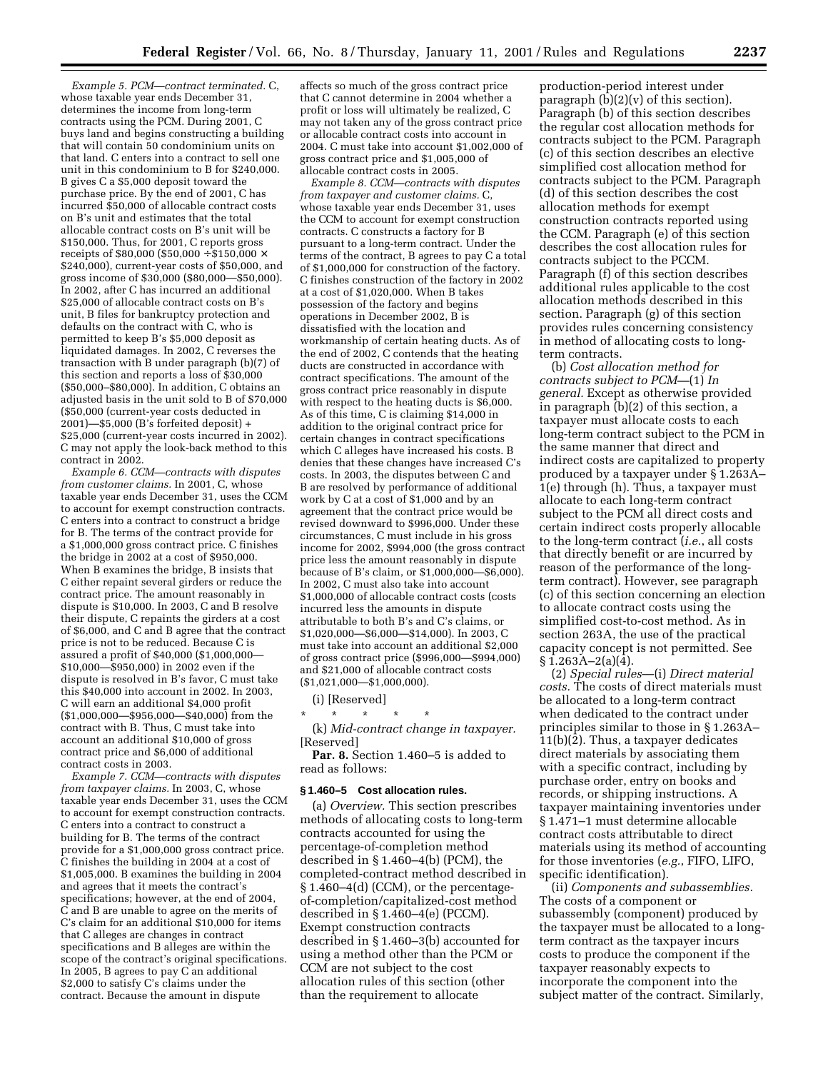*Example 5. PCM—contract terminated.* C, whose taxable year ends December 31, determines the income from long-term contracts using the PCM. During 2001, C buys land and begins constructing a building that will contain 50 condominium units on that land. C enters into a contract to sell one unit in this condominium to B for $240,000. B gives C a $5,000 deposit toward the purchase price. By the end of 2001, C has incurred $50,000 of allocable contract costs on B's unit and estimates that the total allocable contract costs on B's unit will be $150,000. Thus, for 2001, C reports gross receipts of $80,000 ($50,000 ÷ $150,000 × $240,000), current-year costs of $50,000, and gross income of $30,000 ($80,000—$50,000). In 2002, after C has incurred an additional $25,000 of allocable contract costs on B's unit, B files for bankruptcy protection and defaults on the contract with C, who is permitted to keep B's $5,000 deposit as liquidated damages. In 2002, C reverses the transaction with B under paragraph (b)(7) of this section and reports a loss of $30,000 ($50,000–$80,000). In addition, C obtains an adjusted basis in the unit sold to B of $70,000 ($50,000 (current-year costs deducted in 2001)—$5,000 (B's forfeited deposit) + $25,000 (current-year costs incurred in 2002). C may not apply the look-back method to this contract in 2002.

*Example 6. CCM—contracts with disputes from customer claims.* In 2001, C, whose taxable year ends December 31, uses the CCM to account for exempt construction contracts. C enters into a contract to construct a bridge for B. The terms of the contract provide for a $1,000,000 gross contract price. C finishes the bridge in 2002 at a cost of $950,000. When B examines the bridge, B insists that C either repaint several girders or reduce the contract price. The amount reasonably in dispute is $10,000. In 2003, C and B resolve their dispute, C repaints the girders at a cost of $6,000, and C and B agree that the contract price is not to be reduced. Because C is assured a profit of $40,000 ($1,000,000—$10,000—$950,000) in 2002 even if the dispute is resolved in B's favor, C must take this $40,000 into account in 2002. In 2003, C will earn an additional $4,000 profit ($1,000,000—$956,000—$40,000) from the contract with B. Thus, C must take into account an additional $10,000 of gross contract price and $6,000 of additional contract costs in 2003.

*Example 7. CCM—contracts with disputes from taxpayer claims.* In 2003, C, whose taxable year ends December 31, uses the CCM to account for exempt construction contracts. C enters into a contract to construct a building for B. The terms of the contract provide for a $1,000,000 gross contract price. C finishes the building in 2004 at a cost of $1,005,000. B examines the building in 2004 and agrees that it meets the contract's specifications; however, at the end of 2004, C and B are unable to agree on the merits of C's claim for an additional $10,000 for items that C alleges are changes in contract specifications and B alleges are within the scope of the contract's original specifications. In 2005, B agrees to pay C an additional $2,000 to satisfy C's claims under the contract. Because the amount in dispute affects so much of the gross contract price that C cannot determine in 2004 whether a profit or loss will ultimately be realized, C may not taken any of the gross contract price or allocable contract costs into account in 2004. C must take into account $1,002,000 of gross contract price and $1,005,000 of allocable contract costs in 2005.

*Example 8. CCM—contracts with disputes from taxpayer and customer claims.* C, whose taxable year ends December 31, uses the CCM to account for exempt construction contracts. C constructs a factory for B pursuant to a long-term contract. Under the terms of the contract, B agrees to pay C a total of $1,000,000 for construction of the factory. C finishes construction of the factory in 2002 at a cost of $1,020,000. When B takes possession of the factory and begins operations in December 2002, B is dissatisfied with the location and workmanship of certain heating ducts. As of the end of 2002, C contends that the heating ducts are constructed in accordance with contract specifications. The amount of the gross contract price reasonably in dispute with respect to the heating ducts is $6,000. As of this time, C is claiming $14,000 in addition to the original contract price for certain changes in contract specifications which C alleges have increased his costs. B denies that these changes have increased C's costs. In 2003, the disputes between C and B are resolved by performance of additional work by C at a cost of $1,000 and by an agreement that the contract price would be revised downward to $996,000. Under these circumstances, C must include in his gross income for 2002, $994,000 (the gross contract price less the amount reasonably in dispute because of B's claim, or $1,000,000—$6,000). In 2002, C must also take into account $1,000,000 of allocable contract costs (costs incurred less the amounts in dispute attributable to both B's and C's claims, or $1,020,000—$6,000—$14,000). In 2003, C must take into account an additional $2,000 of gross contract price ($996,000—$994,000) and $21,000 of allocable contract costs ($1,021,000—$1,000,000).

(i) [Reserved]

\* \* \* \* \*

(k) *Mid-contract change in taxpayer.* [Reserved]

**Par. 8.** Section 1.460–5 is added to read as follows:

**§ 1.460–5 Cost allocation rules.**

(a) *Overview.* This section prescribes methods of allocating costs to long-term contracts accounted for using the percentage-of-completion method described in § 1.460–4(b) (PCM), the completed-contract method described in § 1.460–4(d) (CCM), or the percentage-of-completion/capitalized-cost method described in § 1.460–4(e) (PCCM). Exempt construction contracts described in § 1.460–3(b) accounted for using a method other than the PCM or CCM are not subject to the cost allocation rules of this section (other than the requirement to allocate production-period interest under paragraph (b)(2)(v) of this section). Paragraph (b) of this section describes the regular cost allocation methods for contracts subject to the PCM. Paragraph (c) of this section describes an elective simplified cost allocation method for contracts subject to the PCM. Paragraph (d) of this section describes the cost allocation methods for exempt construction contracts reported using the CCM. Paragraph (e) of this section describes the cost allocation rules for contracts subject to the PCCM. Paragraph (f) of this section describes additional rules applicable to the cost allocation methods described in this section. Paragraph (g) of this section provides rules concerning consistency in method of allocating costs to long-term contracts.

(b) *Cost allocation method for contracts subject to PCM*—(1) *In general.* Except as otherwise provided in paragraph (b)(2) of this section, a taxpayer must allocate costs to each long-term contract subject to the PCM in the same manner that direct and indirect costs are capitalized to property produced by a taxpayer under § 1.263A–1(e) through (h). Thus, a taxpayer must allocate to each long-term contract subject to the PCM all direct costs and certain indirect costs properly allocable to the long-term contract (*i.e.*, all costs that directly benefit or are incurred by reason of the performance of the long-term contract). However, see paragraph (c) of this section concerning an election to allocate contract costs using the simplified cost-to-cost method. As in section 263A, the use of the practical capacity concept is not permitted. See § 1.263A–2(a)(4).

(2) *Special rules*—(i) *Direct material costs.* The costs of direct materials must be allocated to a long-term contract when dedicated to the contract under principles similar to those in § 1.263A–11(b)(2). Thus, a taxpayer dedicates direct materials by associating them with a specific contract, including by purchase order, entry on books and records, or shipping instructions. A taxpayer maintaining inventories under § 1.471–1 must determine allocable contract costs attributable to direct materials using its method of accounting for those inventories (*e.g.*, FIFO, LIFO, specific identification).

(ii) *Components and subassemblies.* The costs of a component or subassembly (component) produced by the taxpayer must be allocated to a long-term contract as the taxpayer incurs costs to produce the component if the taxpayer reasonably expects to incorporate the component into the subject matter of the contract. Similarly,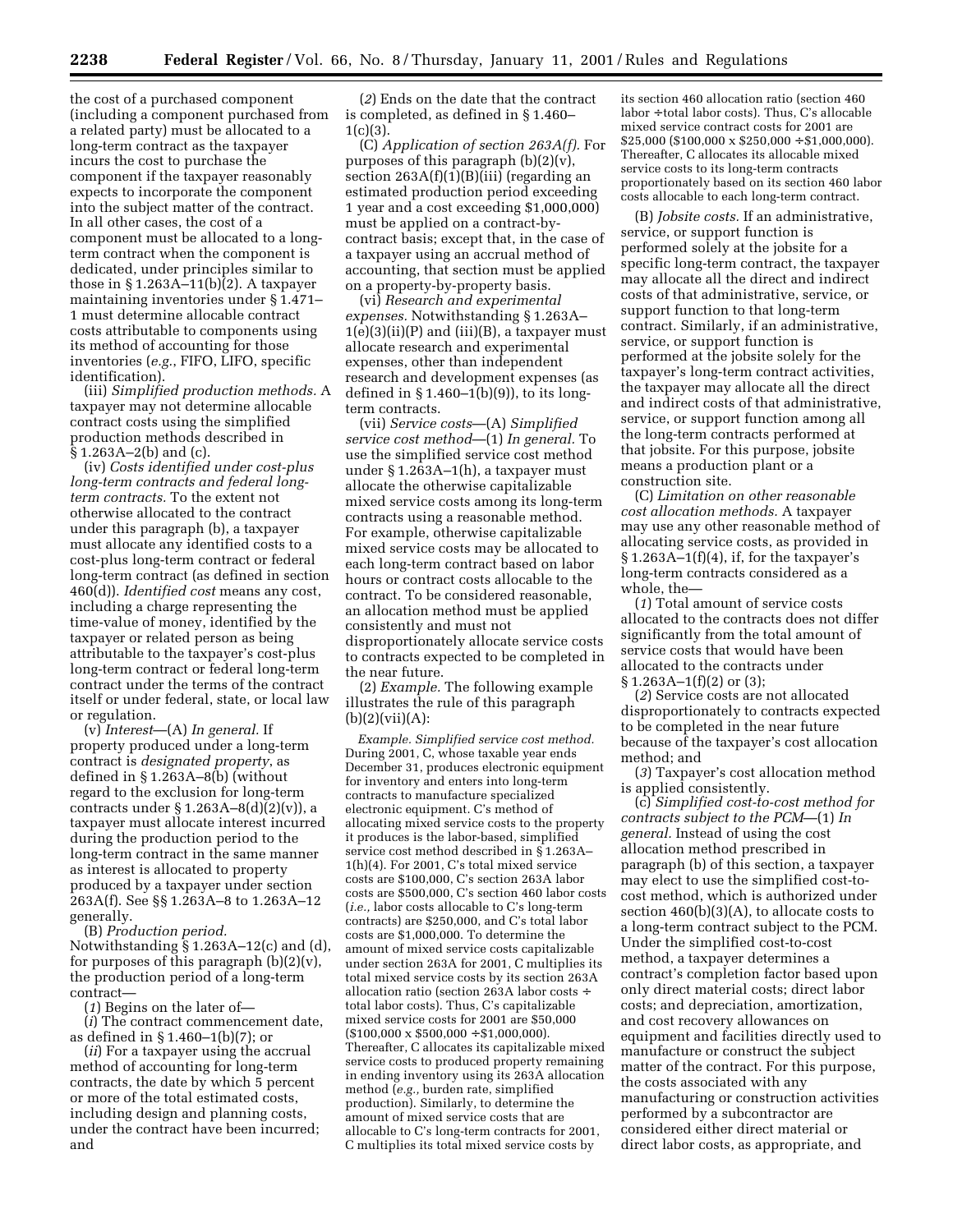the cost of a purchased component (including a component purchased from a related party) must be allocated to a long-term contract as the taxpayer incurs the cost to purchase the component if the taxpayer reasonably expects to incorporate the component into the subject matter of the contract. In all other cases, the cost of a component must be allocated to a long-term contract when the component is dedicated, under principles similar to those in § 1.263A–11(b)(2). A taxpayer maintaining inventories under § 1.471–1 must determine allocable contract costs attributable to components using its method of accounting for those inventories (*e.g.*, FIFO, LIFO, specific identification).

(iii) *Simplified production methods.* A taxpayer may not determine allocable contract costs using the simplified production methods described in § 1.263A–2(b) and (c).

(iv) *Costs identified under cost-plus long-term contracts and federal long-term contracts.* To the extent not otherwise allocated to the contract under this paragraph (b), a taxpayer must allocate any identified costs to a cost-plus long-term contract or federal long-term contract (as defined in section 460(d)). *Identified cost* means any cost, including a charge representing the time-value of money, identified by the taxpayer or related person as being attributable to the taxpayer's cost-plus long-term contract or federal long-term contract under the terms of the contract itself or under federal, state, or local law or regulation.

(v) *Interest*—(A) *In general.* If property produced under a long-term contract is *designated property*, as defined in § 1.263A–8(b) (without regard to the exclusion for long-term contracts under § 1.263A–8(d)(2)(v)), a taxpayer must allocate interest incurred during the production period to the long-term contract in the same manner as interest is allocated to property produced by a taxpayer under section 263A(f). See §§ 1.263A–8 to 1.263A–12 generally.

(B) *Production period.* Notwithstanding § 1.263A–12(c) and (d), for purposes of this paragraph (b)(2)(v), the production period of a long-term contract—

(*1*) Begins on the later of—

(*i*) The contract commencement date, as defined in § 1.460–1(b)(7); or

(*ii*) For a taxpayer using the accrual method of accounting for long-term contracts, the date by which 5 percent or more of the total estimated costs, including design and planning costs, under the contract have been incurred; and

(*2*) Ends on the date that the contract is completed, as defined in § 1.460–1(c)(3).

(C) *Application of section 263A(f).* For purposes of this paragraph (b)(2)(v), section 263A(f)(1)(B)(iii) (regarding an estimated production period exceeding 1 year and a cost exceeding $1,000,000) must be applied on a contract-by-contract basis; except that, in the case of a taxpayer using an accrual method of accounting, that section must be applied on a property-by-property basis.

(vi) *Research and experimental expenses.* Notwithstanding § 1.263A–1(e)(3)(ii)(P) and (iii)(B), a taxpayer must allocate research and experimental expenses, other than independent research and development expenses (as defined in § 1.460–1(b)(9)), to its long-term contracts.

(vii) *Service costs*—(A) *Simplified service cost method*—(*1*) *In general.* To use the simplified service cost method under § 1.263A–1(h), a taxpayer must allocate the otherwise capitalizable mixed service costs among its long-term contracts using a reasonable method. For example, otherwise capitalizable mixed service costs may be allocated to each long-term contract based on labor hours or contract costs allocable to the contract. To be considered reasonable, an allocation method must be applied consistently and must not disproportionately allocate service costs to contracts expected to be completed in the near future.

(*2*) *Example.* The following example illustrates the rule of this paragraph (b)(2)(vii)(A):

*Example. Simplified service cost method.* During 2001, C, whose taxable year ends December 31, produces electronic equipment for inventory and enters into long-term contracts to manufacture specialized electronic equipment. C's method of allocating mixed service costs to the property it produces is the labor-based, simplified service cost method described in § 1.263A–1(h)(4). For 2001, C's total mixed service costs are $100,000, C's section 263A labor costs are $500,000, C's section 460 labor costs (*i.e.,* labor costs allocable to C's long-term contracts) are $250,000, and C's total labor costs are $1,000,000. To determine the amount of mixed service costs capitalizable under section 263A for 2001, C multiplies its total mixed service costs by its section 263A allocation ratio (section 263A labor costs ÷ total labor costs). Thus, C's capitalizable mixed service costs for 2001 are $50,000 ($100,000 x $500,000 ÷$1,000,000). Thereafter, C allocates its capitalizable mixed service costs to produced property remaining in ending inventory using its 263A allocation method (*e.g.,* burden rate, simplified production). Similarly, to determine the amount of mixed service costs that are allocable to C's long-term contracts for 2001, C multiplies its total mixed service costs by its section 460 allocation ratio (section 460 labor ÷total labor costs). Thus, C's allocable mixed service contract costs for 2001 are $25,000 ($100,000 x $250,000 ÷$1,000,000). Thereafter, C allocates its allocable mixed service costs to its long-term contracts proportionately based on its section 460 labor costs allocable to each long-term contract.

(B) *Jobsite costs.* If an administrative, service, or support function is performed solely at the jobsite for a specific long-term contract, the taxpayer may allocate all the direct and indirect costs of that administrative, service, or support function to that long-term contract. Similarly, if an administrative, service, or support function is performed at the jobsite solely for the taxpayer's long-term contract activities, the taxpayer may allocate all the direct and indirect costs of that administrative, service, or support function among all the long-term contracts performed at that jobsite. For this purpose, jobsite means a production plant or a construction site.

(C) *Limitation on other reasonable cost allocation methods.* A taxpayer may use any other reasonable method of allocating service costs, as provided in § 1.263A–1(f)(4), if, for the taxpayer's long-term contracts considered as a whole, the—

(*1*) Total amount of service costs allocated to the contracts does not differ significantly from the total amount of service costs that would have been allocated to the contracts under § 1.263A–1(f)(2) or (3);

(*2*) Service costs are not allocated disproportionately to contracts expected to be completed in the near future because of the taxpayer's cost allocation method; and

(*3*) Taxpayer's cost allocation method is applied consistently.

(c) *Simplified cost-to-cost method for contracts subject to the PCM*—(1) *In general.* Instead of using the cost allocation method prescribed in paragraph (b) of this section, a taxpayer may elect to use the simplified cost-to-cost method, which is authorized under section 460(b)(3)(A), to allocate costs to a long-term contract subject to the PCM. Under the simplified cost-to-cost method, a taxpayer determines a contract's completion factor based upon only direct material costs; direct labor costs; and depreciation, amortization, and cost recovery allowances on equipment and facilities directly used to manufacture or construct the subject matter of the contract. For this purpose, the costs associated with any manufacturing or construction activities performed by a subcontractor are considered either direct material or direct labor costs, as appropriate, and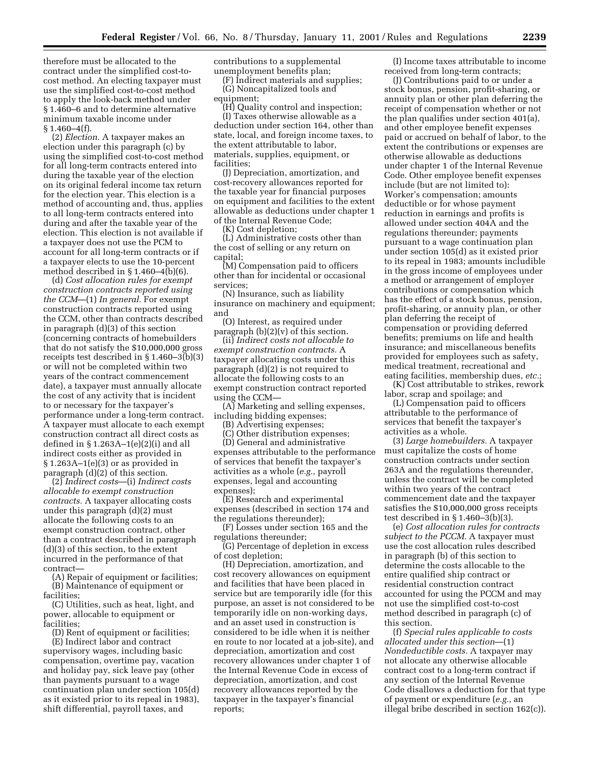therefore must be allocated to the contract under the simplified cost-to-cost method. An electing taxpayer must use the simplified cost-to-cost method to apply the look-back method under § 1.460–6 and to determine alternative minimum taxable income under § 1.460–4(f).

(2) *Election.* A taxpayer makes an election under this paragraph (c) by using the simplified cost-to-cost method for all long-term contracts entered into during the taxable year of the election on its original federal income tax return for the election year. This election is a method of accounting and, thus, applies to all long-term contracts entered into during and after the taxable year of the election. This election is not available if a taxpayer does not use the PCM to account for all long-term contracts or if a taxpayer elects to use the 10-percent method described in § 1.460–4(b)(6).

(d) *Cost allocation rules for exempt construction contracts reported using the CCM*—(1) *In general.* For exempt construction contracts reported using the CCM, other than contracts described in paragraph (d)(3) of this section (concerning contracts of homebuilders that do not satisfy the $10,000,000 gross receipts test described in § 1.460–3(b)(3) or will not be completed within two years of the contract commencement date), a taxpayer must annually allocate the cost of any activity that is incident to or necessary for the taxpayer's performance under a long-term contract. A taxpayer must allocate to each exempt construction contract all direct costs as defined in § 1.263A–1(e)(2)(i) and all indirect costs either as provided in § 1.263A–1(e)(3) or as provided in paragraph (d)(2) of this section.

(2) *Indirect costs*—(i) *Indirect costs allocable to exempt construction contracts.* A taxpayer allocating costs under this paragraph (d)(2) must allocate the following costs to an exempt construction contract, other than a contract described in paragraph (d)(3) of this section, to the extent incurred in the performance of that contract—

(A) Repair of equipment or facilities;

(B) Maintenance of equipment or facilities;

(C) Utilities, such as heat, light, and power, allocable to equipment or facilities;

(D) Rent of equipment or facilities;

(E) Indirect labor and contract supervisory wages, including basic compensation, overtime pay, vacation and holiday pay, sick leave pay (other than payments pursuant to a wage continuation plan under section 105(d) as it existed prior to its repeal in 1983), shift differential, payroll taxes, and contributions to a supplemental unemployment benefits plan;

(F) Indirect materials and supplies;

(G) Noncapitalized tools and equipment;

(H) Quality control and inspection;

(I) Taxes otherwise allowable as a deduction under section 164, other than state, local, and foreign income taxes, to the extent attributable to labor, materials, supplies, equipment, or facilities;

(J) Depreciation, amortization, and cost-recovery allowances reported for the taxable year for financial purposes on equipment and facilities to the extent allowable as deductions under chapter 1 of the Internal Revenue Code;

(K) Cost depletion;

(L) Administrative costs other than the cost of selling or any return on capital;

(M) Compensation paid to officers other than for incidental or occasional services;

(N) Insurance, such as liability insurance on machinery and equipment; and

(O) Interest, as required under paragraph (b)(2)(v) of this section.

(ii) *Indirect costs not allocable to exempt construction contracts.* A taxpayer allocating costs under this paragraph (d)(2) is not required to allocate the following costs to an exempt construction contract reported using the CCM—

(A) Marketing and selling expenses, including bidding expenses;

(B) Advertising expenses;

(C) Other distribution expenses;

(D) General and administrative expenses attributable to the performance of services that benefit the taxpayer's activities as a whole (*e.g.,* payroll expenses, legal and accounting expenses);

(E) Research and experimental expenses (described in section 174 and the regulations thereunder);

(F) Losses under section 165 and the regulations thereunder;

(G) Percentage of depletion in excess of cost depletion;

(H) Depreciation, amortization, and cost recovery allowances on equipment and facilities that have been placed in service but are temporarily idle (for this purpose, an asset is not considered to be temporarily idle on non-working days, and an asset used in construction is considered to be idle when it is neither en route to nor located at a job-site), and depreciation, amortization and cost recovery allowances under chapter 1 of the Internal Revenue Code in excess of depreciation, amortization, and cost recovery allowances reported by the taxpayer in the taxpayer's financial reports;

(I) Income taxes attributable to income received from long-term contracts;

(J) Contributions paid to or under a stock bonus, pension, profit-sharing, or annuity plan or other plan deferring the receipt of compensation whether or not the plan qualifies under section 401(a), and other employee benefit expenses paid or accrued on behalf of labor, to the extent the contributions or expenses are otherwise allowable as deductions under chapter 1 of the Internal Revenue Code. Other employee benefit expenses include (but are not limited to): Worker's compensation; amounts deductible or for whose payment reduction in earnings and profits is allowed under section 404A and the regulations thereunder; payments pursuant to a wage continuation plan under section 105(d) as it existed prior to its repeal in 1983; amounts includible in the gross income of employees under a method or arrangement of employer contributions or compensation which has the effect of a stock bonus, pension, profit-sharing, or annuity plan, or other plan deferring the receipt of compensation or providing deferred benefits; premiums on life and health insurance; and miscellaneous benefits provided for employees such as safety, medical treatment, recreational and eating facilities, membership dues, *etc.*;

(K) Cost attributable to strikes, rework labor, scrap and spoilage; and

(L) Compensation paid to officers attributable to the performance of services that benefit the taxpayer's activities as a whole.

(3) *Large homebuilders.* A taxpayer must capitalize the costs of home construction contracts under section 263A and the regulations thereunder, unless the contract will be completed within two years of the contract commencement date and the taxpayer satisfies the $10,000,000 gross receipts test described in § 1.460–3(b)(3).

(e) *Cost allocation rules for contracts subject to the PCCM.* A taxpayer must use the cost allocation rules described in paragraph (b) of this section to determine the costs allocable to the entire qualified ship contract or residential construction contract accounted for using the PCCM and may not use the simplified cost-to-cost method described in paragraph (c) of this section.

(f) *Special rules applicable to costs allocated under this section*—(1) *Nondeductible costs.* A taxpayer may not allocate any otherwise allocable contract cost to a long-term contract if any section of the Internal Revenue Code disallows a deduction for that type of payment or expenditure (*e.g.,* an illegal bribe described in section 162(c)).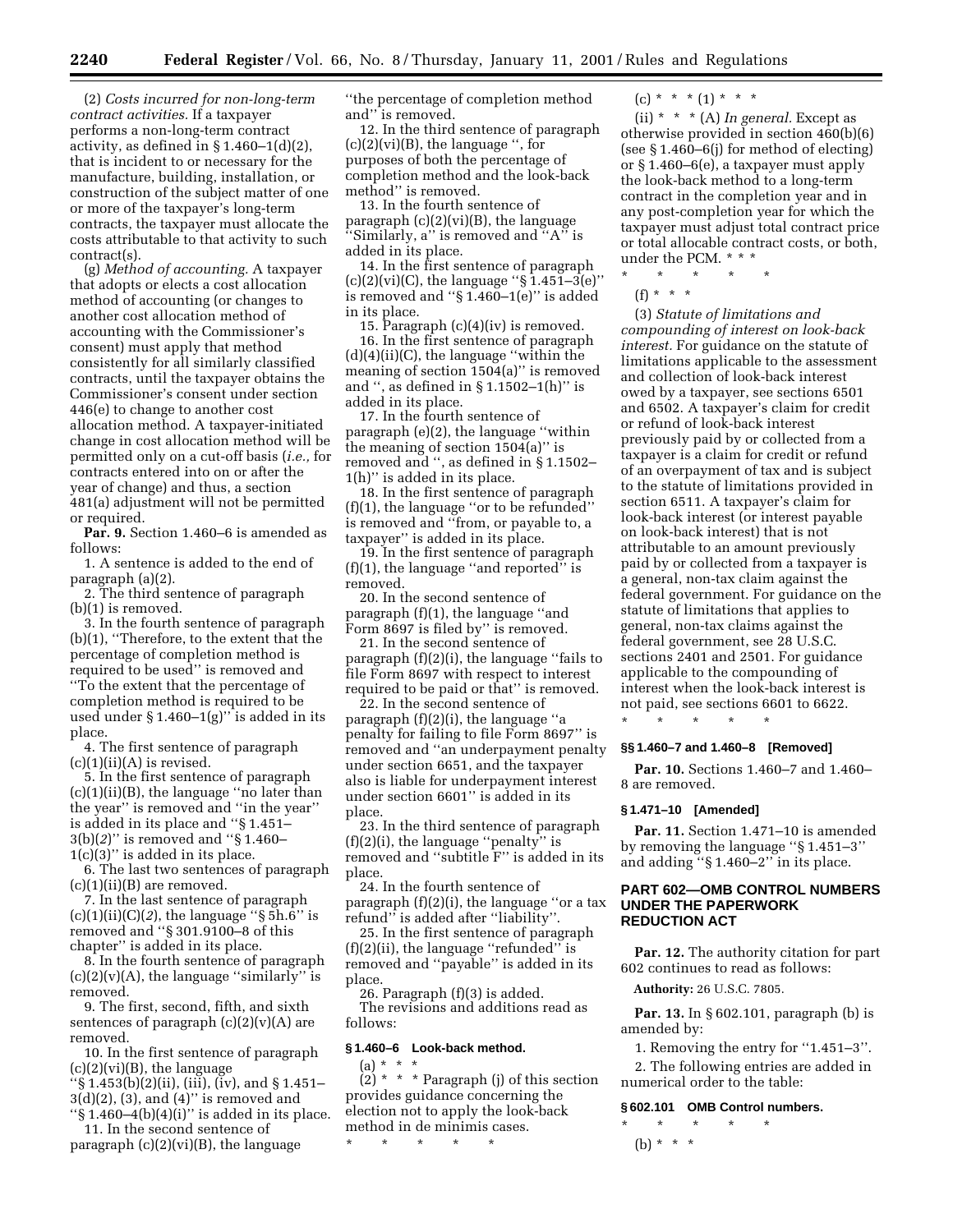(2) *Costs incurred for non-long-term contract activities.* If a taxpayer performs a non-long-term contract activity, as defined in § 1.460–1(d)(2), that is incident to or necessary for the manufacture, building, installation, or construction of the subject matter of one or more of the taxpayer's long-term contracts, the taxpayer must allocate the costs attributable to that activity to such contract(s).

(g) *Method of accounting.* A taxpayer that adopts or elects a cost allocation method of accounting (or changes to another cost allocation method of accounting with the Commissioner's consent) must apply that method consistently for all similarly classified contracts, until the taxpayer obtains the Commissioner's consent under section 446(e) to change to another cost allocation method. A taxpayer-initiated change in cost allocation method will be permitted only on a cut-off basis (*i.e.,* for contracts entered into on or after the year of change) and thus, a section 481(a) adjustment will not be permitted or required.

**Par. 9.** Section 1.460–6 is amended as follows:

1. A sentence is added to the end of paragraph (a)(2).

2. The third sentence of paragraph (b)(1) is removed.

3. In the fourth sentence of paragraph (b)(1), "Therefore, to the extent that the percentage of completion method is required to be used" is removed and "To the extent that the percentage of completion method is required to be used under § 1.460–1(g)" is added in its place.

4. The first sentence of paragraph (c)(1)(ii)(A) is revised.

5. In the first sentence of paragraph (c)(1)(ii)(B), the language "no later than the year" is removed and "in the year" is added in its place and "§ 1.451–3(b)(*2*)" is removed and "§ 1.460–1(c)(3)" is added in its place.

6. The last two sentences of paragraph (c)(1)(ii)(B) are removed.

7. In the last sentence of paragraph (c)(1)(ii)(C)(*2*), the language "§ 5h.6" is removed and "§ 301.9100–8 of this chapter" is added in its place.

8. In the fourth sentence of paragraph (c)(2)(v)(A), the language "similarly" is removed.

9. The first, second, fifth, and sixth sentences of paragraph (c)(2)(v)(A) are removed.

10. In the first sentence of paragraph (c)(2)(vi)(B), the language "§ 1.453(b)(2)(ii), (iii), (iv), and § 1.451–3(d)(2), (3), and (4)" is removed and "§ 1.460–4(b)(4)(i)" is added in its place.

11. In the second sentence of paragraph (c)(2)(vi)(B), the language "the percentage of completion method and" is removed.

12. In the third sentence of paragraph (c)(2)(vi)(B), the language ", for purposes of both the percentage of completion method and the look-back method" is removed.

13. In the fourth sentence of paragraph (c)(2)(vi)(B), the language "Similarly, a" is removed and "A" is added in its place.

14. In the first sentence of paragraph (c)(2)(vi)(C), the language "§ 1.451–3(e)" is removed and "§ 1.460–1(e)" is added in its place.

15. Paragraph (c)(4)(iv) is removed.

16. In the first sentence of paragraph (d)(4)(ii)(C), the language "within the meaning of section 1504(a)" is removed and ", as defined in § 1.1502–1(h)" is added in its place.

17. In the fourth sentence of paragraph (e)(2), the language "within the meaning of section 1504(a)" is removed and ", as defined in § 1.1502–1(h)" is added in its place.

18. In the first sentence of paragraph (f)(1), the language "or to be refunded" is removed and "from, or payable to, a taxpayer" is added in its place.

19. In the first sentence of paragraph (f)(1), the language "and reported" is removed.

20. In the second sentence of paragraph (f)(1), the language "and Form 8697 is filed by" is removed.

21. In the second sentence of paragraph (f)(2)(i), the language "fails to file Form 8697 with respect to interest required to be paid or that" is removed.

22. In the second sentence of paragraph (f)(2)(i), the language "a penalty for failing to file Form 8697" is removed and "an underpayment penalty under section 6651, and the taxpayer also is liable for underpayment interest under section 6601" is added in its place.

23. In the third sentence of paragraph (f)(2)(i), the language "penalty" is removed and "subtitle F" is added in its place.

24. In the fourth sentence of paragraph (f)(2)(i), the language "or a tax refund" is added after "liability".

25. In the first sentence of paragraph (f)(2)(ii), the language "refunded" is removed and "payable" is added in its place.

26. Paragraph (f)(3) is added.

The revisions and additions read as follows:

### § 1.460–6 Look-back method.

(a) * * *

(2) * * * Paragraph (j) of this section provides guidance concerning the election not to apply the look-back method in de minimis cases.

\* \* \* \* \*

(c) * * * (1) * * *

(ii) * * * (A) *In general.* Except as otherwise provided in section 460(b)(6) (see § 1.460–6(j) for method of electing) or § 1.460–6(e), a taxpayer must apply the look-back method to a long-term contract in the completion year and in any post-completion year for which the taxpayer must adjust total contract price or total allocable contract costs, or both, under the PCM. * * *

\* \* \* \* \*

(f) * * *

(3) *Statute of limitations and compounding of interest on look-back interest.* For guidance on the statute of limitations applicable to the assessment and collection of look-back interest owed by a taxpayer, see sections 6501 and 6502. A taxpayer's claim for credit or refund of look-back interest previously paid by or collected from a taxpayer is a claim for credit or refund of an overpayment of tax and is subject to the statute of limitations provided in section 6511. A taxpayer's claim for look-back interest (or interest payable on look-back interest) that is not attributable to an amount previously paid by or collected from a taxpayer is a general, non-tax claim against the federal government. For guidance on the statute of limitations that applies to general, non-tax claims against the federal government, see 28 U.S.C. sections 2401 and 2501. For guidance applicable to the compounding of interest when the look-back interest is not paid, see sections 6601 to 6622.

\* \* \* \* \*

### §§ 1.460–7 and 1.460–8 [Removed]

**Par. 10.** Sections 1.460–7 and 1.460–8 are removed.

### § 1.471–10 [Amended]

**Par. 11.** Section 1.471–10 is amended by removing the language "§ 1.451–3" and adding "§ 1.460–2" in its place.

## PART 602—OMB CONTROL NUMBERS UNDER THE PAPERWORK REDUCTION ACT

**Par. 12.** The authority citation for part 602 continues to read as follows:

**Authority:** 26 U.S.C. 7805.

**Par. 13.** In § 602.101, paragraph (b) is amended by:

1. Removing the entry for "1.451–3".

2. The following entries are added in numerical order to the table:

### § 602.101 OMB Control numbers.

\* \* \* \* \*

(b) * * *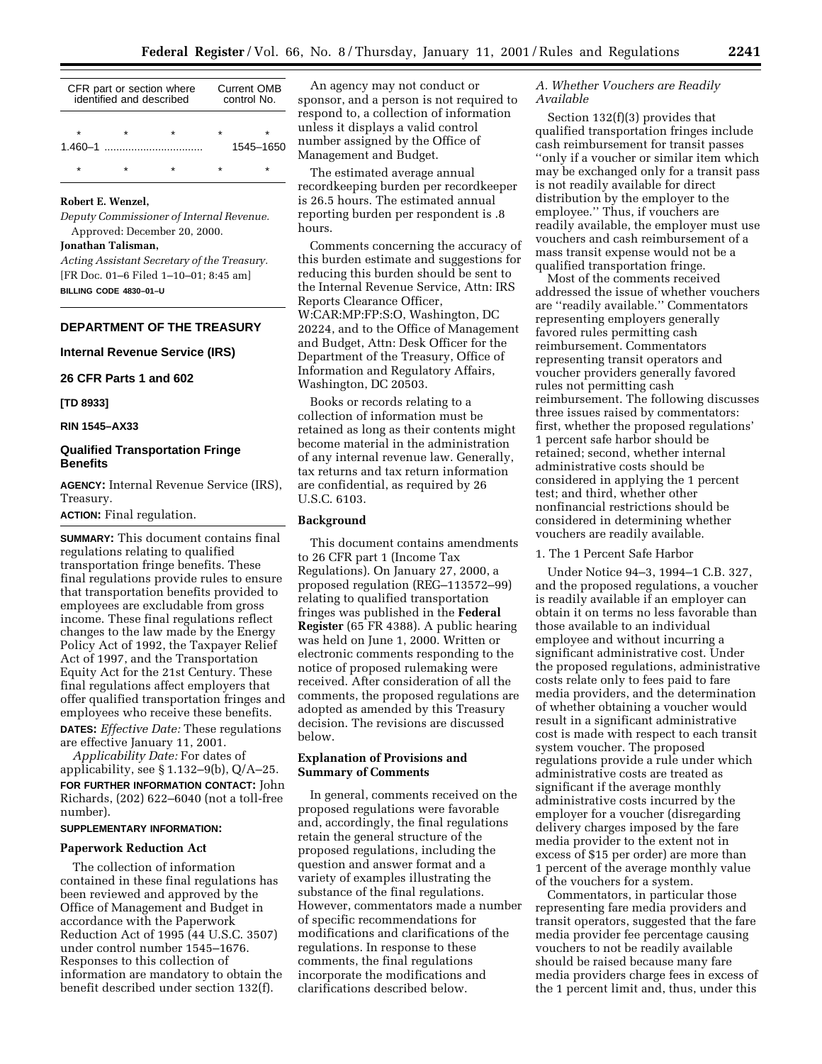| CFR part or section where identified and described | Current OMB control No. |
| --- | --- |
| * * * | * * |
| 1.460–1 | 1545–1650 |
| * * * | * * |

**Robert E. Wenzel,**

*Deputy Commissioner of Internal Revenue.*

Approved: December 20, 2000.

**Jonathan Talisman,**

*Acting Assistant Secretary of the Treasury.*

[FR Doc. 01–6 Filed 1–10–01; 8:45 am]

**BILLING CODE 4830–01–U**

## DEPARTMENT OF THE TREASURY

### Internal Revenue Service (IRS)

### 26 CFR Parts 1 and 602

**[TD 8933]**

**RIN 1545–AX33**

### Qualified Transportation Fringe Benefits

**AGENCY:** Internal Revenue Service (IRS), Treasury.

**ACTION:** Final regulation.

**SUMMARY:** This document contains final regulations relating to qualified transportation fringe benefits. These final regulations provide rules to ensure that transportation benefits provided to employees are excludable from gross income. These final regulations reflect changes to the law made by the Energy Policy Act of 1992, the Taxpayer Relief Act of 1997, and the Transportation Equity Act for the 21st Century. These final regulations affect employers that offer qualified transportation fringes and employees who receive these benefits.

**DATES:** *Effective Date:* These regulations are effective January 11, 2001.

*Applicability Date:* For dates of applicability, see § 1.132–9(b), Q/A–25.

**FOR FURTHER INFORMATION CONTACT:** John Richards, (202) 622–6040 (not a toll-free number).

**SUPPLEMENTARY INFORMATION:**

**Paperwork Reduction Act**

The collection of information contained in these final regulations has been reviewed and approved by the Office of Management and Budget in accordance with the Paperwork Reduction Act of 1995 (44 U.S.C. 3507) under control number 1545–1676. Responses to this collection of information are mandatory to obtain the benefit described under section 132(f).

An agency may not conduct or sponsor, and a person is not required to respond to, a collection of information unless it displays a valid control number assigned by the Office of Management and Budget.

The estimated average annual recordkeeping burden per recordkeeper is 26.5 hours. The estimated annual reporting burden per respondent is .8 hours.

Comments concerning the accuracy of this burden estimate and suggestions for reducing this burden should be sent to the Internal Revenue Service, Attn: IRS Reports Clearance Officer, W:CAR:MP:FP:S:O, Washington, DC 20224, and to the Office of Management and Budget, Attn: Desk Officer for the Department of the Treasury, Office of Information and Regulatory Affairs, Washington, DC 20503.

Books or records relating to a collection of information must be retained as long as their contents might become material in the administration of any internal revenue law. Generally, tax returns and tax return information are confidential, as required by 26 U.S.C. 6103.

**Background**

This document contains amendments to 26 CFR part 1 (Income Tax Regulations). On January 27, 2000, a proposed regulation (REG–113572–99) relating to qualified transportation fringes was published in the **Federal Register** (65 FR 4388). A public hearing was held on June 1, 2000. Written or electronic comments responding to the notice of proposed rulemaking were received. After consideration of all the comments, the proposed regulations are adopted as amended by this Treasury decision. The revisions are discussed below.

**Explanation of Provisions and Summary of Comments**

In general, comments received on the proposed regulations were favorable and, accordingly, the final regulations retain the general structure of the proposed regulations, including the question and answer format and a variety of examples illustrating the substance of the final regulations. However, commentators made a number of specific recommendations for modifications and clarifications of the regulations. In response to these comments, the final regulations incorporate the modifications and clarifications described below.

*A. Whether Vouchers are Readily Available*

Section 132(f)(3) provides that qualified transportation fringes include cash reimbursement for transit passes ''only if a voucher or similar item which may be exchanged only for a transit pass is not readily available for direct distribution by the employer to the employee.'' Thus, if vouchers are readily available, the employer must use vouchers and cash reimbursement of a mass transit expense would not be a qualified transportation fringe.

Most of the comments received addressed the issue of whether vouchers are ''readily available.'' Commentators representing employers generally favored rules permitting cash reimbursement. Commentators representing transit operators and voucher providers generally favored rules not permitting cash reimbursement. The following discusses three issues raised by commentators: first, whether the proposed regulations' 1 percent safe harbor should be retained; second, whether internal administrative costs should be considered in applying the 1 percent test; and third, whether other nonfinancial restrictions should be considered in determining whether vouchers are readily available.

1. The 1 Percent Safe Harbor

Under Notice 94–3, 1994–1 C.B. 327, and the proposed regulations, a voucher is readily available if an employer can obtain it on terms no less favorable than those available to an individual employee and without incurring a significant administrative cost. Under the proposed regulations, administrative costs relate only to fees paid to fare media providers, and the determination of whether obtaining a voucher would result in a significant administrative cost is made with respect to each transit system voucher. The proposed regulations provide a rule under which administrative costs are treated as significant if the average monthly administrative costs incurred by the employer for a voucher (disregarding delivery charges imposed by the fare media provider to the extent not in excess of $15 per order) are more than 1 percent of the average monthly value of the vouchers for a system.

Commentators, in particular those representing fare media providers and transit operators, suggested that the fare media provider fee percentage causing vouchers to not be readily available should be raised because many fare media providers charge fees in excess of the 1 percent limit and, thus, under this